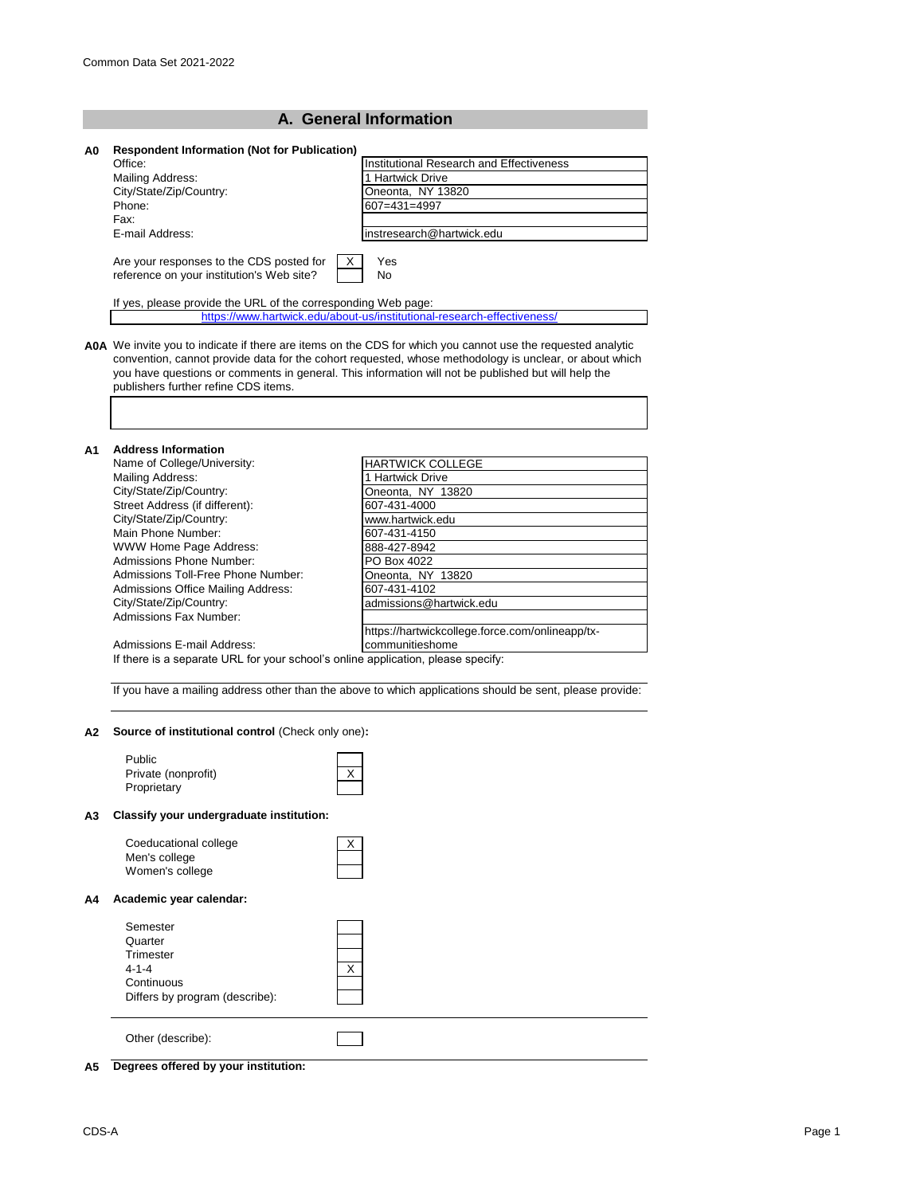Common Data Set 2021-2022

## A. General Information

**A0 Respondent Information (Not for Publication)**

| | |
|---|---|
| Office: | Institutional Research and Effectiveness |
| Mailing Address: | 1 Hartwick Drive |
| City/State/Zip/Country: | Oneonta, NY 13820 |
| Phone: | 607=431=4997 |
| Fax: | |
| E-mail Address: | instresearch@hartwick.edu |

Are your responses to the CDS posted for reference on your institution's Web site?

| | |
|---|---|
| X | Yes |
| | No |

If yes, please provide the URL of the corresponding Web page:

https://www.hartwick.edu/about-us/institutional-research-effectiveness/

**A0A** We invite you to indicate if there are items on the CDS for which you cannot use the requested analytic convention, cannot provide data for the cohort requested, whose methodology is unclear, or about which you have questions or comments in general. This information will not be published but will help the publishers further refine CDS items.

**A1 Address Information**

| | |
|---|---|
| Name of College/University: | HARTWICK COLLEGE |
| Mailing Address: | 1 Hartwick Drive |
| City/State/Zip/Country: | Oneonta, NY 13820 |
| Street Address (if different): | 607-431-4000 |
| City/State/Zip/Country: | www.hartwick.edu |
| Main Phone Number: | 607-431-4150 |
| WWW Home Page Address: | 888-427-8942 |
| Admissions Phone Number: | PO Box 4022 |
| Admissions Toll-Free Phone Number: | Oneonta, NY 13820 |
| Admissions Office Mailing Address: | 607-431-4102 |
| City/State/Zip/Country: | admissions@hartwick.edu |
| Admissions Fax Number: | |
| Admissions E-mail Address: | https://hartwickcollege.force.com/onlineapp/tx-communitieshome |

If there is a separate URL for your school's online application, please specify:

If you have a mailing address other than the above to which applications should be sent, please provide:

**A2 Source of institutional control** (Check only one)**:**

| | |
|---|---|
| Public | |
| Private (nonprofit) | X |
| Proprietary | |

**A3 Classify your undergraduate institution:**

| | |
|---|---|
| Coeducational college | X |
| Men's college | |
| Women's college | |

**A4 Academic year calendar:**

| | |
|---|---|
| Semester | |
| Quarter | |
| Trimester | |
| 4-1-4 | X |
| Continuous | |
| Differs by program (describe): | |
| Other (describe): | |

**A5 Degrees offered by your institution:**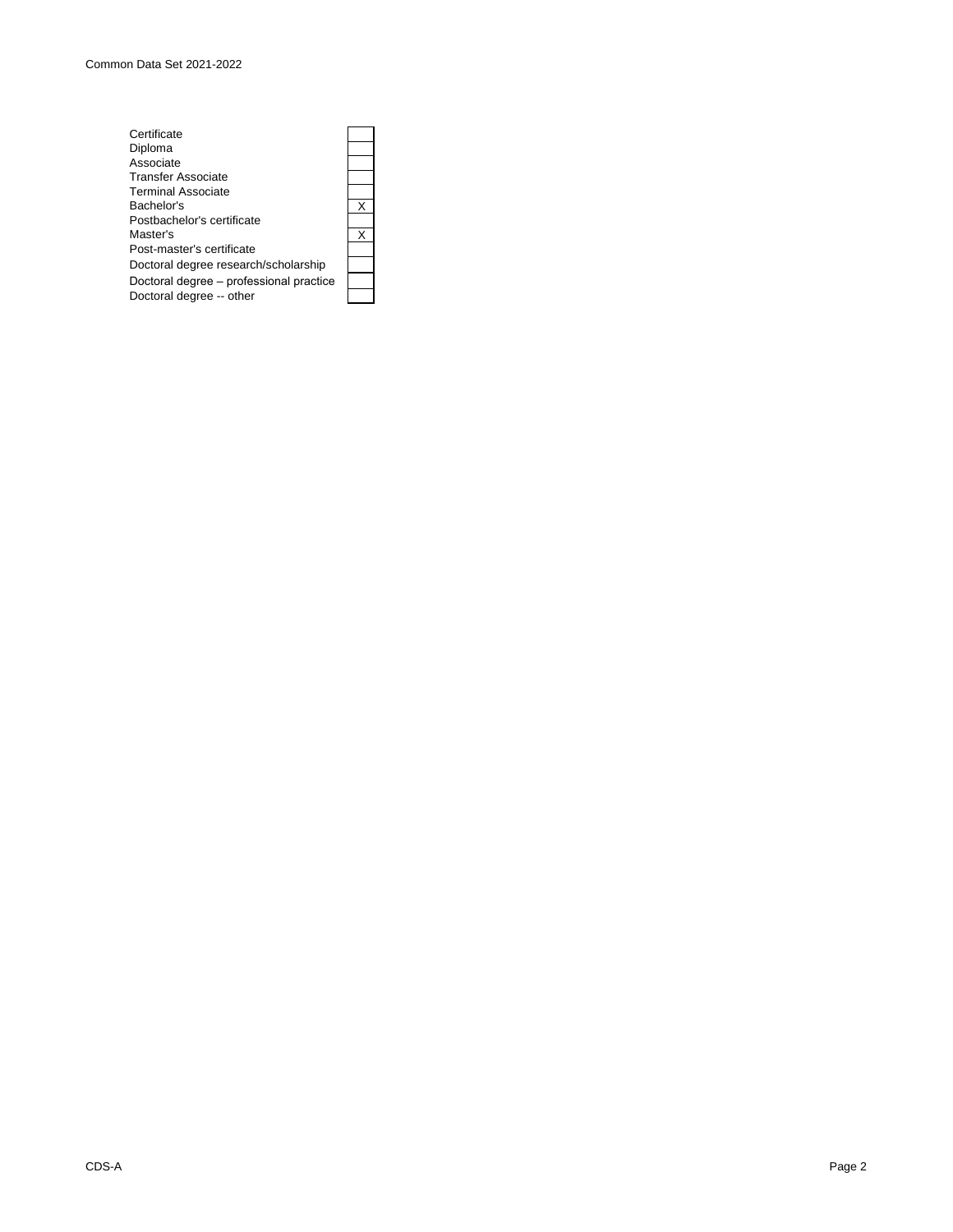| Degree | |
|---|---|
| Certificate | |
| Diploma | |
| Associate | |
| Transfer Associate | |
| Terminal Associate | |
| Bachelor's | X |
| Postbachelor's certificate | |
| Master's | X |
| Post-master's certificate | |
| Doctoral degree research/scholarship | |
| Doctoral degree – professional practice | |
| Doctoral degree -- other | |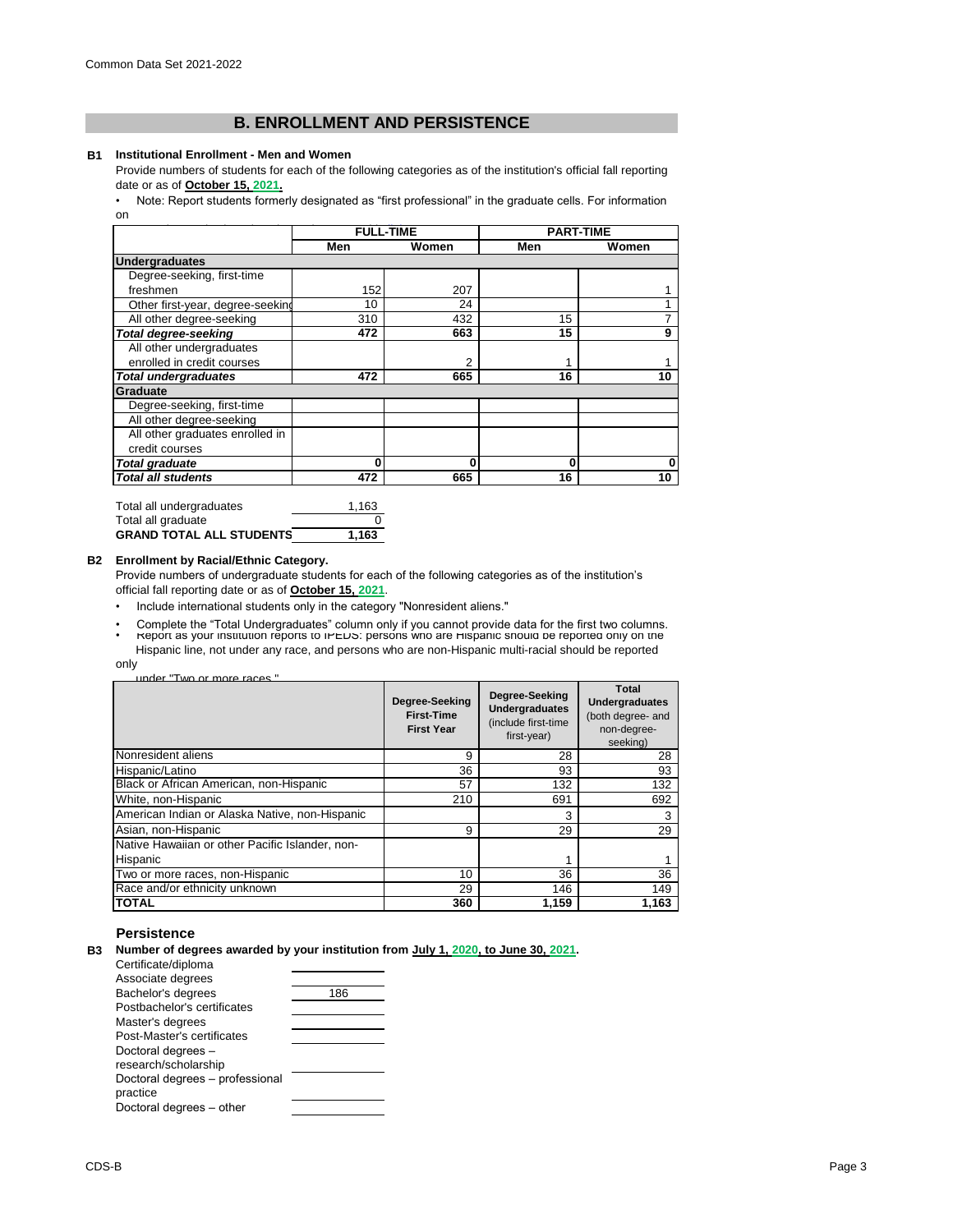## B. ENROLLMENT AND PERSISTENCE

**B1 Institutional Enrollment - Men and Women**

Provide numbers of students for each of the following categories as of the institution's official fall reporting date or as of **October 15, 2021.**

- Note: Report students formerly designated as "first professional" in the graduate cells. For information on

| | FULL-TIME | | PART-TIME | |
|---|---|---|---|---|
| | Men | Women | Men | Women |
| **Undergraduates** | | | | |
| Degree-seeking, first-time freshmen | 152 | 207 | | 1 |
| Other first-year, degree-seeking | 10 | 24 | | 1 |
| All other degree-seeking | 310 | 432 | 15 | 7 |
| ***Total degree-seeking*** | **472** | **663** | **15** | **9** |
| All other undergraduates enrolled in credit courses | | 2 | 1 | 1 |
| ***Total undergraduates*** | **472** | **665** | **16** | **10** |
| **Graduate** | | | | |
| Degree-seeking, first-time | | | | |
| All other degree-seeking | | | | |
| All other graduates enrolled in credit courses | | | | |
| ***Total graduate*** | **0** | **0** | **0** | **0** |
| ***Total all students*** | **472** | **665** | **16** | **10** |

| | |
|---|---|
| Total all undergraduates | 1,163 |
| Total all graduate | 0 |
| **GRAND TOTAL ALL STUDENTS** | **1,163** |

**B2 Enrollment by Racial/Ethnic Category.**

Provide numbers of undergraduate students for each of the following categories as of the institution's official fall reporting date or as of **October 15, 2021**.

- Include international students only in the category "Nonresident aliens."
- Complete the "Total Undergraduates" column only if you cannot provide data for the first two columns.
- Report as your institution reports to IPEDS: persons who are Hispanic should be reported only on the Hispanic line, not under any race, and persons who are non-Hispanic multi-racial should be reported only under "Two or more races."

| | Degree-Seeking First-Time First Year | Degree-Seeking Undergraduates (include first-time first-year) | Total Undergraduates (both degree- and non-degree-seeking) |
|---|---|---|---|
| Nonresident aliens | 9 | 28 | 28 |
| Hispanic/Latino | 36 | 93 | 93 |
| Black or African American, non-Hispanic | 57 | 132 | 132 |
| White, non-Hispanic | 210 | 691 | 692 |
| American Indian or Alaska Native, non-Hispanic | | 3 | 3 |
| Asian, non-Hispanic | 9 | 29 | 29 |
| Native Hawaiian or other Pacific Islander, non-Hispanic | | 1 | 1 |
| Two or more races, non-Hispanic | 10 | 36 | 36 |
| Race and/or ethnicity unknown | 29 | 146 | 149 |
| **TOTAL** | **360** | **1,159** | **1,163** |

### Persistence

**B3 Number of degrees awarded by your institution from July 1, 2020, to June 30, 2021.**

| | |
|---|---|
| Certificate/diploma | |
| Associate degrees | |
| Bachelor's degrees | 186 |
| Postbachelor's certificates | |
| Master's degrees | |
| Post-Master's certificates | |
| Doctoral degrees – research/scholarship | |
| Doctoral degrees – professional practice | |
| Doctoral degrees – other | |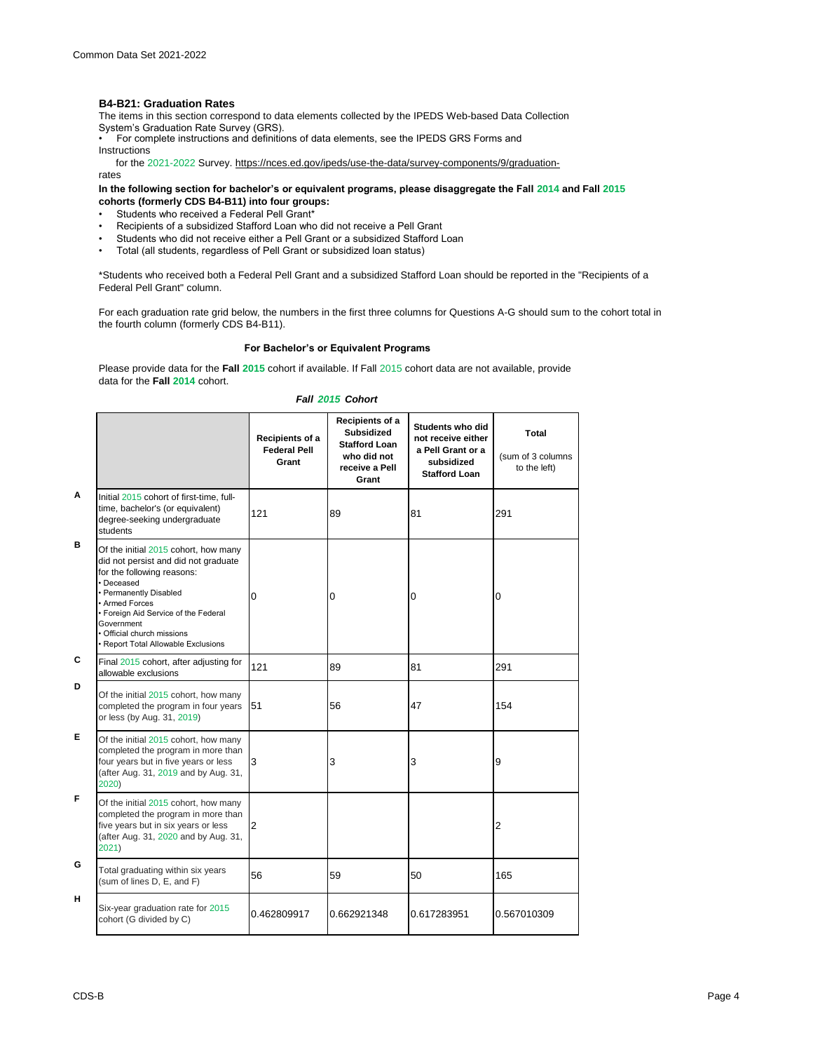### B4-B21: Graduation Rates

The items in this section correspond to data elements collected by the IPEDS Web-based Data Collection System's Graduation Rate Survey (GRS).

• For complete instructions and definitions of data elements, see the IPEDS GRS Forms and Instructions for the 2021-2022 Survey. https://nces.ed.gov/ipeds/use-the-data/survey-components/9/graduation-rates

**In the following section for bachelor's or equivalent programs, please disaggregate the Fall 2014 and Fall 2015 cohorts (formerly CDS B4-B11) into four groups:**

- Students who received a Federal Pell Grant*
- Recipients of a subsidized Stafford Loan who did not receive a Pell Grant
- Students who did not receive either a Pell Grant or a subsidized Stafford Loan
- Total (all students, regardless of Pell Grant or subsidized loan status)

*Students who received both a Federal Pell Grant and a subsidized Stafford Loan should be reported in the "Recipients of a Federal Pell Grant" column.

For each graduation rate grid below, the numbers in the first three columns for Questions A-G should sum to the cohort total in the fourth column (formerly CDS B4-B11).

**For Bachelor's or Equivalent Programs**

Please provide data for the **Fall 2015** cohort if available. If Fall 2015 cohort data are not available, provide data for the **Fall 2014** cohort.

***Fall 2015 Cohort***

| | | Recipients of a Federal Pell Grant | Recipients of a Subsidized Stafford Loan who did not receive a Pell Grant | Students who did not receive either a Pell Grant or a subsidized Stafford Loan | Total (sum of 3 columns to the left) |
|---|---|---|---|---|---|
| A | Initial 2015 cohort of first-time, full-time, bachelor's (or equivalent) degree-seeking undergraduate students | 121 | 89 | 81 | 291 |
| B | Of the initial 2015 cohort, how many did not persist and did not graduate for the following reasons: • Deceased • Permanently Disabled • Armed Forces • Foreign Aid Service of the Federal Government • Official church missions • Report Total Allowable Exclusions | 0 | 0 | 0 | 0 |
| C | Final 2015 cohort, after adjusting for allowable exclusions | 121 | 89 | 81 | 291 |
| D | Of the initial 2015 cohort, how many completed the program in four years or less (by Aug. 31, 2019) | 51 | 56 | 47 | 154 |
| E | Of the initial 2015 cohort, how many completed the program in more than four years but in five years or less (after Aug. 31, 2019 and by Aug. 31, 2020) | 3 | 3 | 3 | 9 |
| F | Of the initial 2015 cohort, how many completed the program in more than five years but in six years or less (after Aug. 31, 2020 and by Aug. 31, 2021) | 2 | | | 2 |
| G | Total graduating within six years (sum of lines D, E, and F) | 56 | 59 | 50 | 165 |
| H | Six-year graduation rate for 2015 cohort (G divided by C) | 0.462809917 | 0.662921348 | 0.617283951 | 0.567010309 |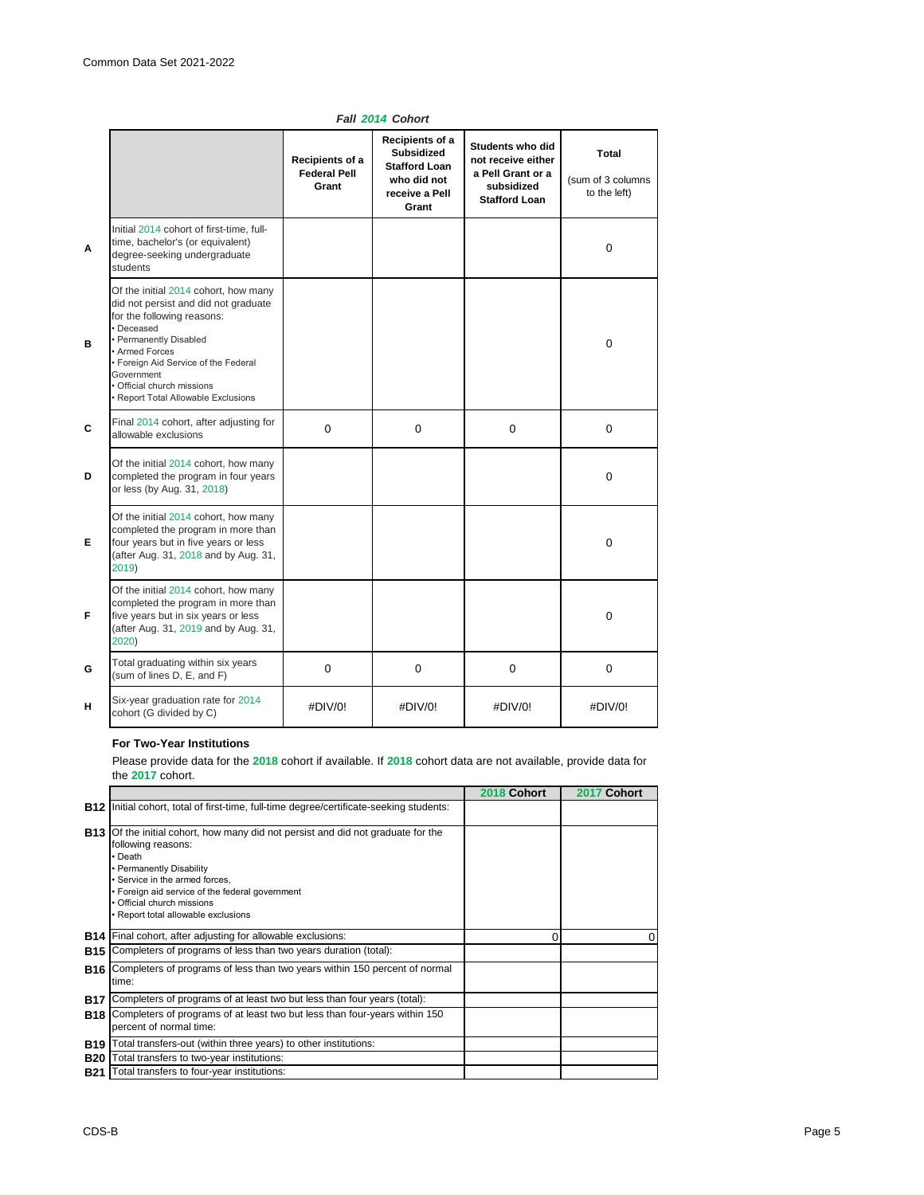*Fall 2014 Cohort*

| | | Recipients of a Federal Pell Grant | Recipients of a Subsidized Stafford Loan who did not receive a Pell Grant | Students who did not receive either a Pell Grant or a subsidized Stafford Loan | Total (sum of 3 columns to the left) |
|---|---|---|---|---|---|
| A | Initial 2014 cohort of first-time, full-time, bachelor's (or equivalent) degree-seeking undergraduate students | | | | 0 |
| B | Of the initial 2014 cohort, how many did not persist and did not graduate for the following reasons:<br>• Deceased<br>• Permanently Disabled<br>• Armed Forces<br>• Foreign Aid Service of the Federal Government<br>• Official church missions<br>• Report Total Allowable Exclusions | | | | 0 |
| C | Final 2014 cohort, after adjusting for allowable exclusions | 0 | 0 | 0 | 0 |
| D | Of the initial 2014 cohort, how many completed the program in four years or less (by Aug. 31, 2018) | | | | 0 |
| E | Of the initial 2014 cohort, how many completed the program in more than four years but in five years or less (after Aug. 31, 2018 and by Aug. 31, 2019) | | | | 0 |
| F | Of the initial 2014 cohort, how many completed the program in more than five years but in six years or less (after Aug. 31, 2019 and by Aug. 31, 2020) | | | | 0 |
| G | Total graduating within six years (sum of lines D, E, and F) | 0 | 0 | 0 | 0 |
| H | Six-year graduation rate for 2014 cohort (G divided by C) | #DIV/0! | #DIV/0! | #DIV/0! | #DIV/0! |

**For Two-Year Institutions**

Please provide data for the **2018** cohort if available. If **2018** cohort data are not available, provide data for the **2017** cohort.

| | | 2018 Cohort | 2017 Cohort |
|---|---|---|---|
| **B12** | Initial cohort, total of first-time, full-time degree/certificate-seeking students: | | |
| **B13** | Of the initial cohort, how many did not persist and did not graduate for the following reasons:<br>• Death<br>• Permanently Disability<br>• Service in the armed forces,<br>• Foreign aid service of the federal government<br>• Official church missions<br>• Report total allowable exclusions | | |
| **B14** | Final cohort, after adjusting for allowable exclusions: | 0 | 0 |
| **B15** | Completers of programs of less than two years duration (total): | | |
| **B16** | Completers of programs of less than two years within 150 percent of normal time: | | |
| **B17** | Completers of programs of at least two but less than four years (total): | | |
| **B18** | Completers of programs of at least two but less than four-years within 150 percent of normal time: | | |
| **B19** | Total transfers-out (within three years) to other institutions: | | |
| **B20** | Total transfers to two-year institutions: | | |
| **B21** | Total transfers to four-year institutions: | | |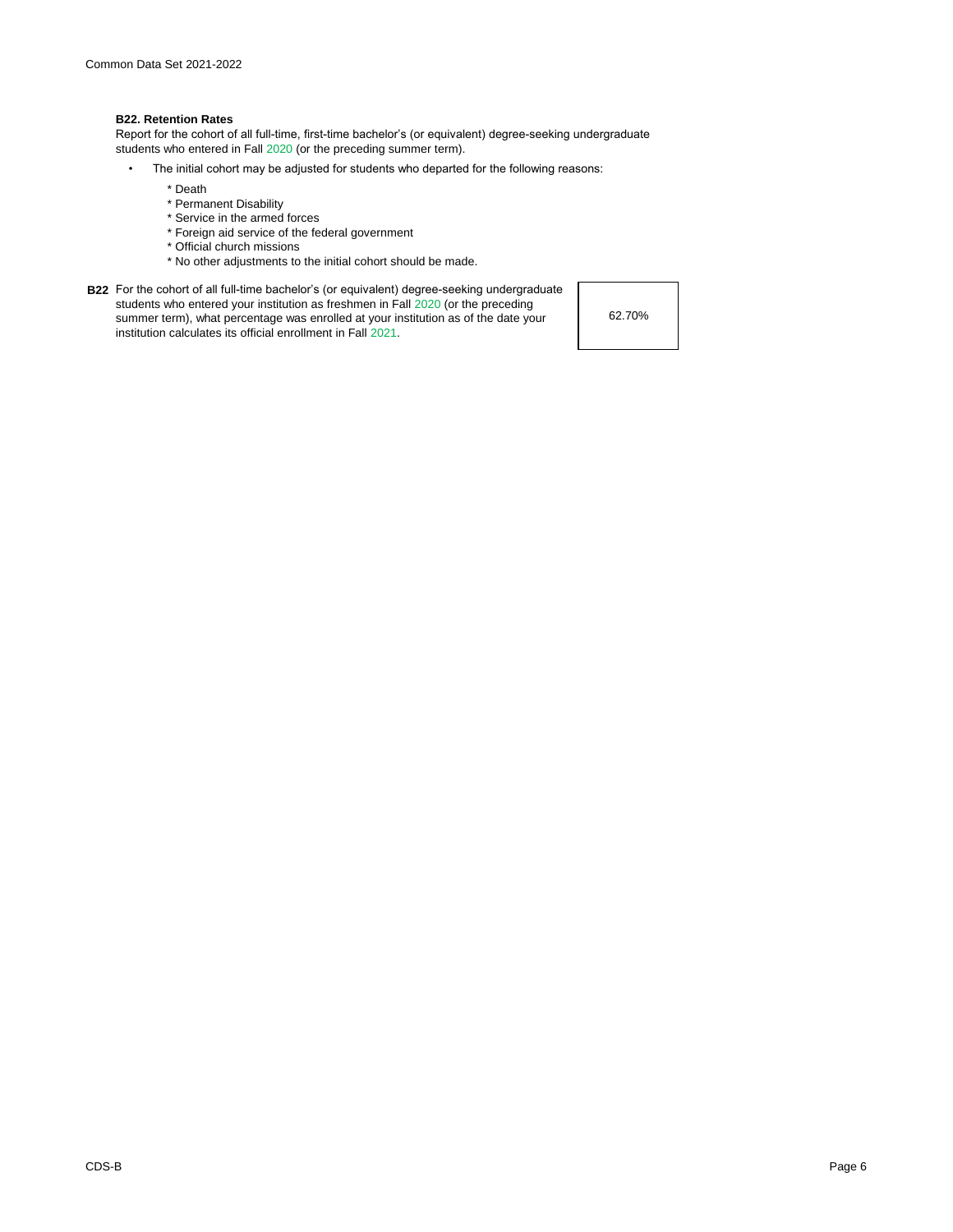### B22. Retention Rates

Report for the cohort of all full-time, first-time bachelor's (or equivalent) degree-seeking undergraduate students who entered in Fall 2020 (or the preceding summer term).

- The initial cohort may be adjusted for students who departed for the following reasons:
  - * Death
  - * Permanent Disability
  - * Service in the armed forces
  - * Foreign aid service of the federal government
  - * Official church missions
  - * No other adjustments to the initial cohort should be made.

| | | |
|---|---|---|
| **B22** | For the cohort of all full-time bachelor's (or equivalent) degree-seeking undergraduate students who entered your institution as freshmen in Fall 2020 (or the preceding summer term), what percentage was enrolled at your institution as of the date your institution calculates its official enrollment in Fall 2021. | 62.70% |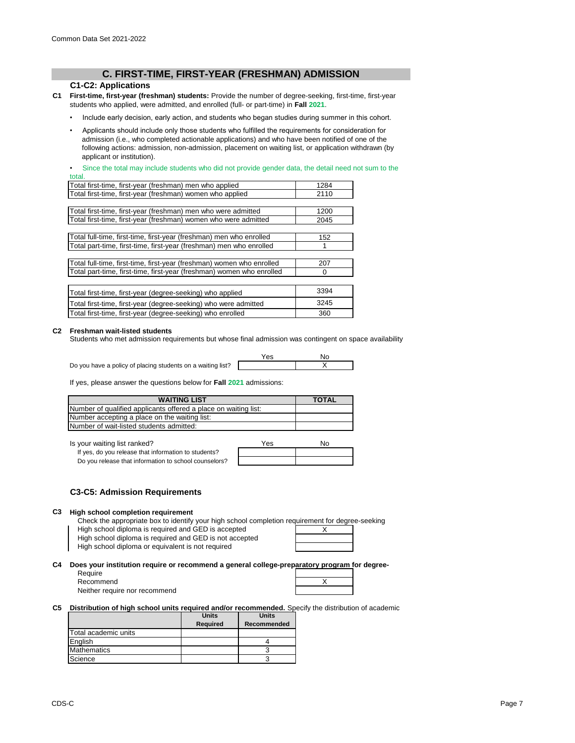# C. FIRST-TIME, FIRST-YEAR (FRESHMAN) ADMISSION

## C1-C2: Applications

**C1 First-time, first-year (freshman) students:** Provide the number of degree-seeking, first-time, first-year students who applied, were admitted, and enrolled (full- or part-time) in **Fall 2021**.

- Include early decision, early action, and students who began studies during summer in this cohort.
- Applicants should include only those students who fulfilled the requirements for consideration for admission (i.e., who completed actionable applications) and who have been notified of one of the following actions: admission, non-admission, placement on waiting list, or application withdrawn (by applicant or institution).
- Since the total may include students who did not provide gender data, the detail need not sum to the total.

| | |
|---|---|
| Total first-time, first-year (freshman) men who applied | 1284 |
| Total first-time, first-year (freshman) women who applied | 2110 |
| Total first-time, first-year (freshman) men who were admitted | 1200 |
| Total first-time, first-year (freshman) women who were admitted | 2045 |
| Total full-time, first-time, first-year (freshman) men who enrolled | 152 |
| Total part-time, first-time, first-year (freshman) men who enrolled | 1 |
| Total full-time, first-time, first-year (freshman) women who enrolled | 207 |
| Total part-time, first-time, first-year (freshman) women who enrolled | 0 |
| Total first-time, first-year (degree-seeking) who applied | 3394 |
| Total first-time, first-year (degree-seeking) who were admitted | 3245 |
| Total first-time, first-year (degree-seeking) who enrolled | 360 |

**C2 Freshman wait-listed students**

Students who met admission requirements but whose final admission was contingent on space availability

| | Yes | No |
|---|---|---|
| Do you have a policy of placing students on a waiting list? | | X |

If yes, please answer the questions below for **Fall 2021** admissions:

| WAITING LIST | TOTAL |
|---|---|
| Number of qualified applicants offered a place on waiting list: | |
| Number accepting a place on the waiting list: | |
| Number of wait-listed students admitted: | |

| Is your waiting list ranked? | Yes | No |
|---|---|---|
| If yes, do you release that information to students? | | |
| Do you release that information to school counselors? | | |

## C3-C5: Admission Requirements

**C3 High school completion requirement**

Check the appropriate box to identify your high school completion requirement for degree-seeking

| | |
|---|---|
| High school diploma is required and GED is accepted | X |
| High school diploma is required and GED is not accepted | |
| High school diploma or equivalent is not required | |

**C4 Does your institution require or recommend a general college-preparatory program for degree-**

| | |
|---|---|
| Require | |
| Recommend | X |
| Neither require nor recommend | |

**C5 Distribution of high school units required and/or recommended.** Specify the distribution of academic

| | Units Required | Units Recommended |
|---|---|---|
| Total academic units | | |
| English | | 4 |
| Mathematics | | 3 |
| Science | | 3 |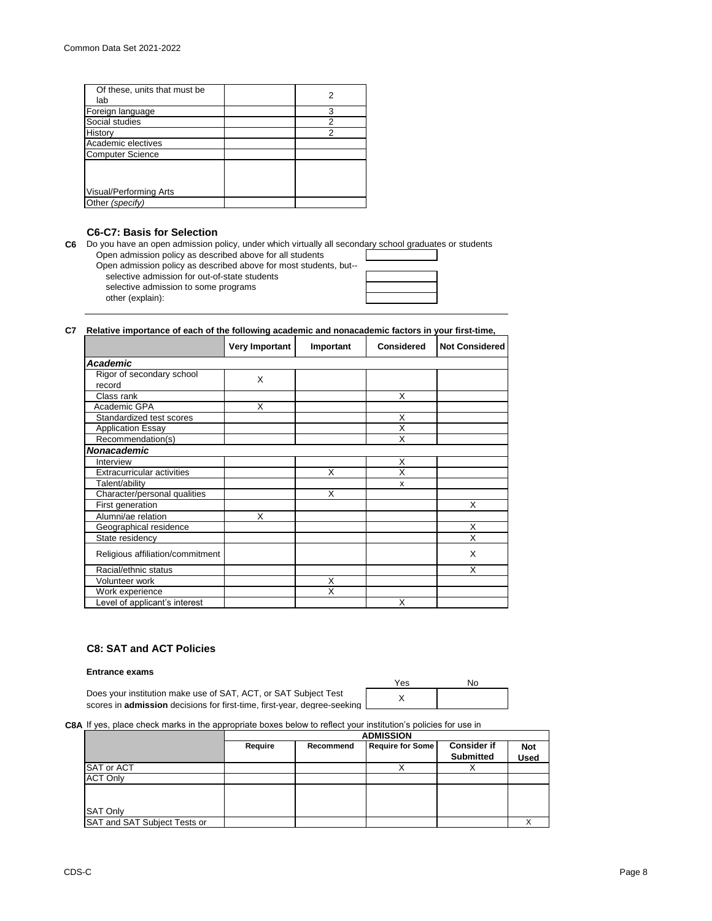| | | |
|---|---|---|
| Of these, units that must be lab | | 2 |
| Foreign language | | 3 |
| Social studies | | 2 |
| History | | 2 |
| Academic electives | | |
| Computer Science | | |
| Visual/Performing Arts | | |
| Other *(specify)* | | |

### C6-C7: Basis for Selection

**C6** Do you have an open admission policy, under which virtually all secondary school graduates or students

Open admission policy as described above for all students

Open admission policy as described above for most students, but--

selective admission for out-of-state students

selective admission to some programs

other (explain):

**C7 Relative importance of each of the following academic and nonacademic factors in your first-time,**

| | Very Important | Important | Considered | Not Considered |
|---|---|---|---|---|
| ***Academic*** | | | | |
| Rigor of secondary school record | X | | | |
| Class rank | | | X | |
| Academic GPA | X | | | |
| Standardized test scores | | | X | |
| Application Essay | | | X | |
| Recommendation(s) | | | X | |
| ***Nonacademic*** | | | | |
| Interview | | | X | |
| Extracurricular activities | | X | X | |
| Talent/ability | | | x | |
| Character/personal qualities | | X | | |
| First generation | | | | X |
| Alumni/ae relation | X | | | |
| Geographical residence | | | | X |
| State residency | | | | X |
| Religious affiliation/commitment | | | | X |
| Racial/ethnic status | | | | X |
| Volunteer work | | X | | |
| Work experience | | X | | |
| Level of applicant's interest | | | X | |

### C8: SAT and ACT Policies

**Entrance exams**

| | Yes | No |
|---|---|---|
| Does your institution make use of SAT, ACT, or SAT Subject Test scores in **admission** decisions for first-time, first-year, degree-seeking | X | |

**C8A** If yes, place check marks in the appropriate boxes below to reflect your institution's policies for use in

| | ADMISSION | | | | |
|---|---|---|---|---|---|
| | Require | Recommend | Require for Some | Consider if Submitted | Not Used |
| SAT or ACT | | | X | X | |
| ACT Only | | | | | |
| SAT Only | | | | | |
| SAT and SAT Subject Tests or | | | | | X |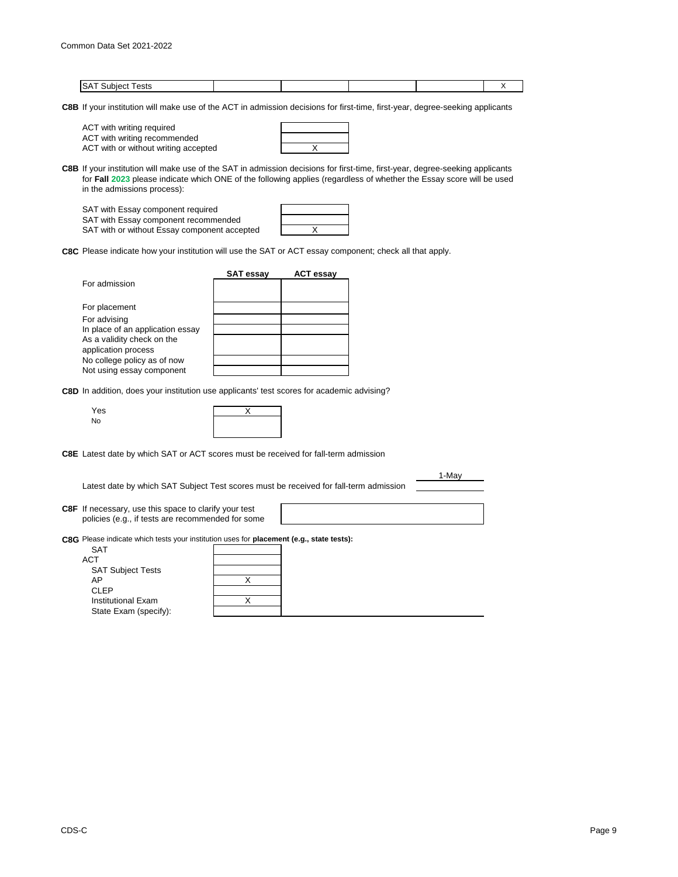| SAT Subject Tests | | | | | X |
|---|---|---|---|---|---|

**C8B** If your institution will make use of the ACT in admission decisions for first-time, first-year, degree-seeking applicants

| | |
|---|---|
| ACT with writing required | |
| ACT with writing recommended | |
| ACT with or without writing accepted | X |

**C8B** If your institution will make use of the SAT in admission decisions for first-time, first-year, degree-seeking applicants for **Fall 2023** please indicate which ONE of the following applies (regardless of whether the Essay score will be used in the admissions process):

| | |
|---|---|
| SAT with Essay component required | |
| SAT with Essay component recommended | |
| SAT with or without Essay component accepted | X |

**C8C** Please indicate how your institution will use the SAT or ACT essay component; check all that apply.

| | SAT essay | ACT essay |
|---|---|---|
| For admission | | |
| For placement | | |
| For advising | | |
| In place of an application essay | | |
| As a validity check on the application process | | |
| No college policy as of now | | |
| Not using essay component | | |

**C8D** In addition, does your institution use applicants' test scores for academic advising?

| | |
|---|---|
| Yes | X |
| No | |

**C8E** Latest date by which SAT or ACT scores must be received for fall-term admission: 1-May

Latest date by which SAT Subject Test scores must be received for fall-term admission:

**C8F** If necessary, use this space to clarify your test policies (e.g., if tests are recommended for some

**C8G** Please indicate which tests your institution uses for **placement (e.g., state tests):**

| | |
|---|---|
| SAT | |
| ACT | |
| SAT Subject Tests | |
| AP | X |
| CLEP | |
| Institutional Exam | X |
| State Exam (specify): | |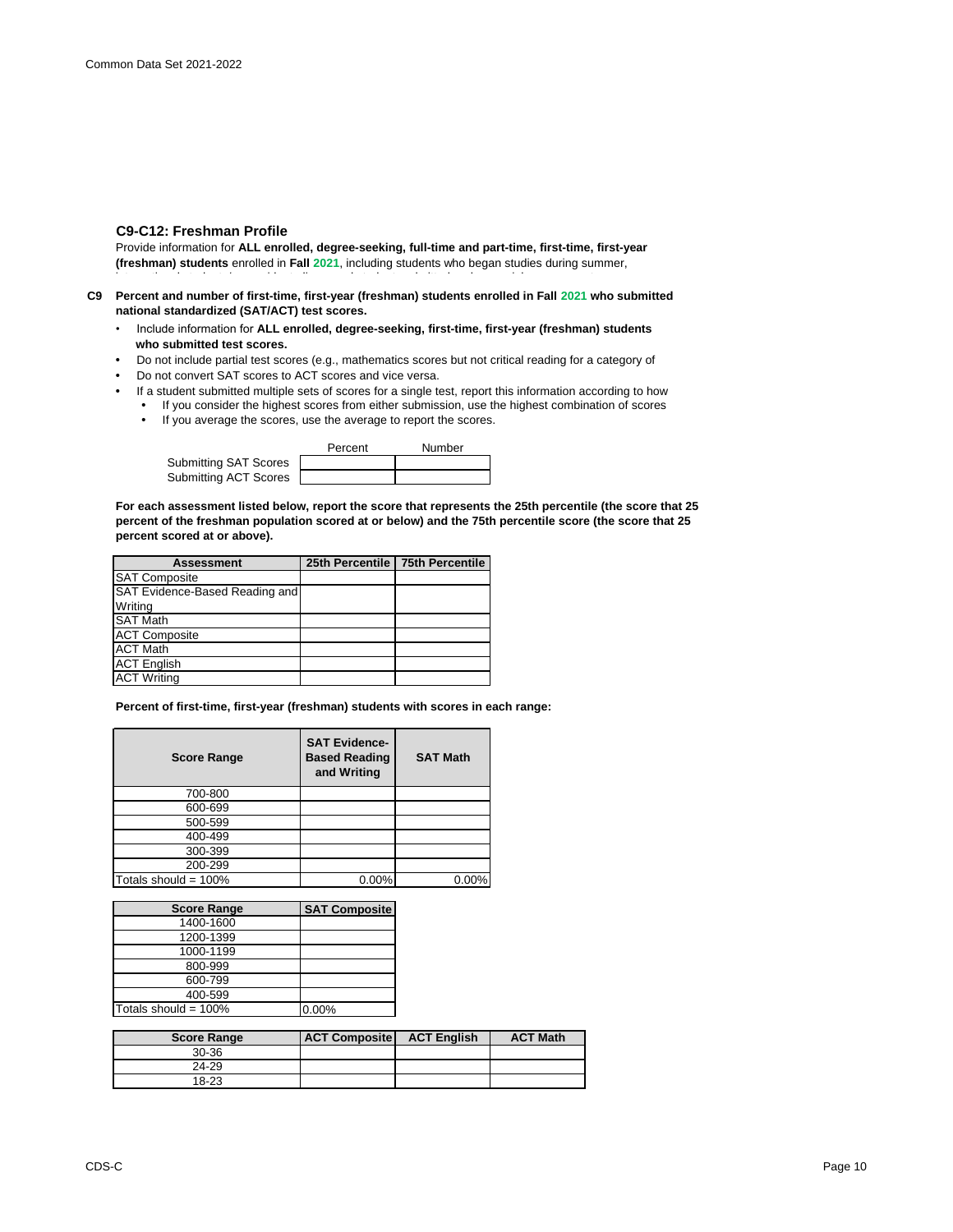## C9-C12: Freshman Profile

Provide information for **ALL enrolled, degree-seeking, full-time and part-time, first-time, first-year (freshman) students** enrolled in **Fall 2021**, including students who began studies during summer,

**C9 Percent and number of first-time, first-year (freshman) students enrolled in Fall 2021 who submitted national standardized (SAT/ACT) test scores.**

- Include information for **ALL enrolled, degree-seeking, first-time, first-year (freshman) students who submitted test scores.**
- Do not include partial test scores (e.g., mathematics scores but not critical reading for a category of
- Do not convert SAT scores to ACT scores and vice versa.
- If a student submitted multiple sets of scores for a single test, report this information according to how
  - If you consider the highest scores from either submission, use the highest combination of scores
  - If you average the scores, use the average to report the scores.

| | Percent | Number |
|---|---|---|
| Submitting SAT Scores | | |
| Submitting ACT Scores | | |

**For each assessment listed below, report the score that represents the 25th percentile (the score that 25 percent of the freshman population scored at or below) and the 75th percentile score (the score that 25 percent scored at or above).**

| Assessment | 25th Percentile | 75th Percentile |
|---|---|---|
| SAT Composite | | |
| SAT Evidence-Based Reading and Writing | | |
| SAT Math | | |
| ACT Composite | | |
| ACT Math | | |
| ACT English | | |
| ACT Writing | | |

**Percent of first-time, first-year (freshman) students with scores in each range:**

| Score Range | SAT Evidence-Based Reading and Writing | SAT Math |
|---|---|---|
| 700-800 | | |
| 600-699 | | |
| 500-599 | | |
| 400-499 | | |
| 300-399 | | |
| 200-299 | | |
| Totals should = 100% | 0.00% | 0.00% |

| Score Range | SAT Composite |
|---|---|
| 1400-1600 | |
| 1200-1399 | |
| 1000-1199 | |
| 800-999 | |
| 600-799 | |
| 400-599 | |
| Totals should = 100% | 0.00% |

| Score Range | ACT Composite | ACT English | ACT Math |
|---|---|---|---|
| 30-36 | | | |
| 24-29 | | | |
| 18-23 | | | |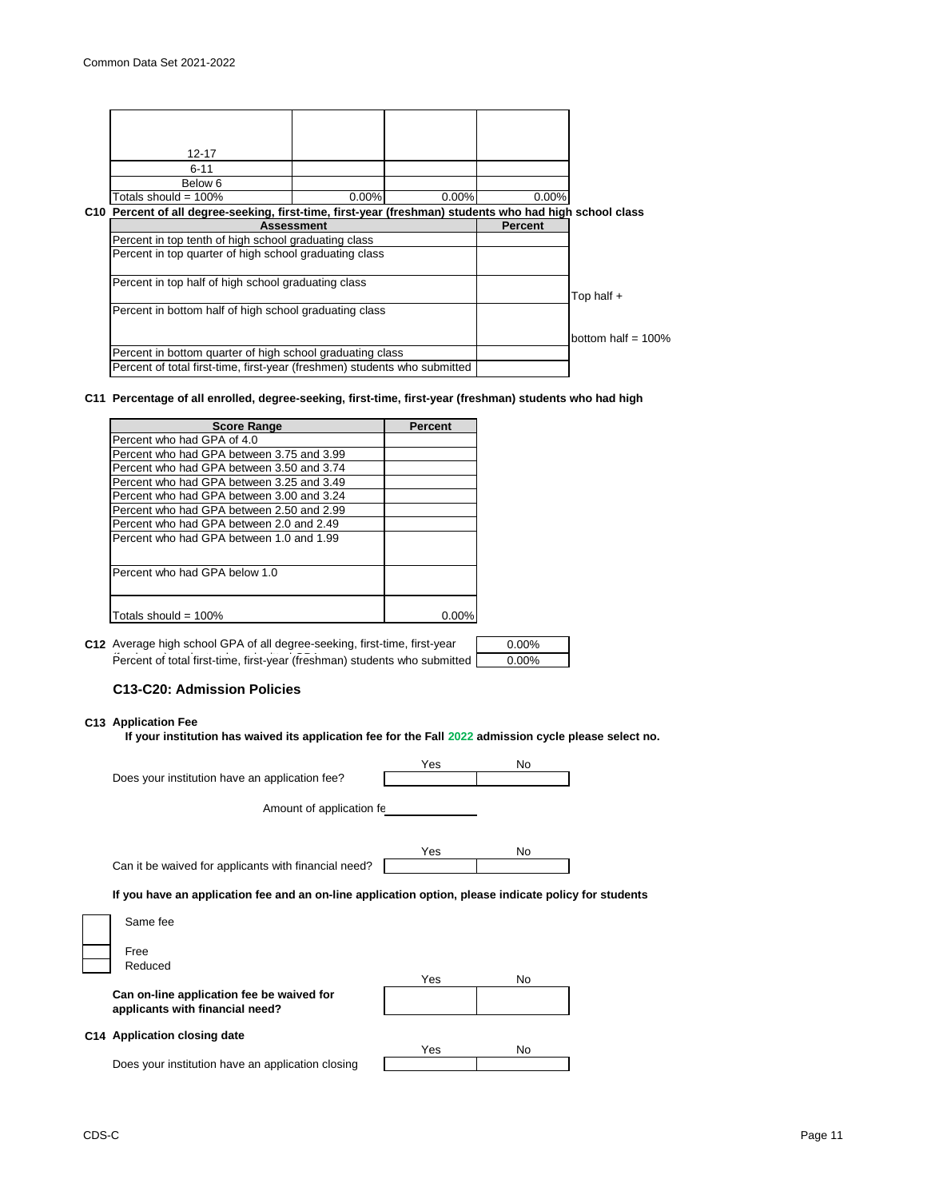| | | | |
|---|---|---|---|
| 12-17 | | | |
| 6-11 | | | |
| Below 6 | | | |
| Totals should = 100% | 0.00% | 0.00% | 0.00% |

**C10 Percent of all degree-seeking, first-time, first-year (freshman) students who had high school class**

| Assessment | Percent | |
|---|---|---|
| Percent in top tenth of high school graduating class | | |
| Percent in top quarter of high school graduating class | | |
| Percent in top half of high school graduating class | | Top half + |
| Percent in bottom half of high school graduating class | | bottom half = 100% |
| Percent in bottom quarter of high school graduating class | | |
| Percent of total first-time, first-year (freshmen) students who submitted | | |

**C11 Percentage of all enrolled, degree-seeking, first-time, first-year (freshman) students who had high**

| Score Range | Percent |
|---|---|
| Percent who had GPA of 4.0 | |
| Percent who had GPA between 3.75 and 3.99 | |
| Percent who had GPA between 3.50 and 3.74 | |
| Percent who had GPA between 3.25 and 3.49 | |
| Percent who had GPA between 3.00 and 3.24 | |
| Percent who had GPA between 2.50 and 2.99 | |
| Percent who had GPA between 2.0 and 2.49 | |
| Percent who had GPA between 1.0 and 1.99 | |
| Percent who had GPA below 1.0 | |
| Totals should = 100% | 0.00% |

**C12** Average high school GPA of all degree-seeking, first-time, first-year | 0.00%

Percent of total first-time, first-year (freshman) students who submitted | 0.00%

## C13-C20: Admission Policies

**C13 Application Fee**

**If your institution has waived its application fee for the Fall 2022 admission cycle please select no.**

| | Yes | No |
|---|---|---|
| Does your institution have an application fee? | | |

Amount of application fe

| | Yes | No |
|---|---|---|
| Can it be waived for applicants with financial need? | | |

**If you have an application fee and an on-line application option, please indicate policy for students**

- [ ] Same fee
- [ ] Free
- [ ] Reduced

| | Yes | No |
|---|---|---|
| **Can on-line application fee be waived for applicants with financial need?** | | |

**C14 Application closing date**

| | Yes | No |
|---|---|---|
| Does your institution have an application closing | | |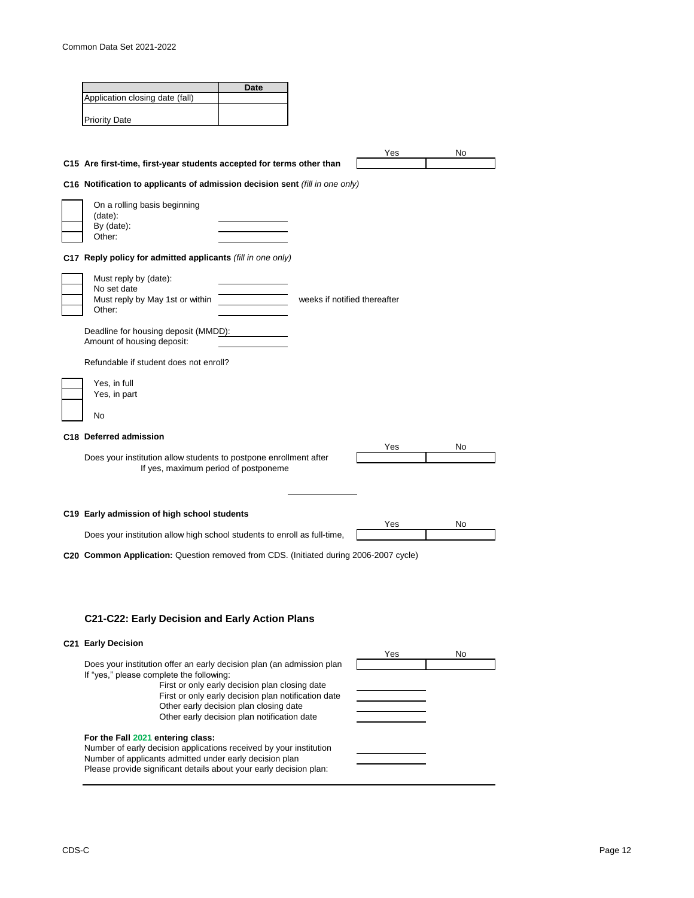| | Date |
|---|---|
| Application closing date (fall) | |
| Priority Date | |

**C15 Are first-time, first-year students accepted for terms other than**

| Yes | No |
|---|---|
| | |

**C16 Notification to applicants of admission decision sent** *(fill in one only)*

| | | |
|---|---|---|
| | On a rolling basis beginning (date): | |
| | By (date): | |
| | Other: | |

**C17 Reply policy for admitted applicants** *(fill in one only)*

| | | |
|---|---|---|
| | Must reply by (date): | |
| | No set date | |
| | Must reply by May 1st or within | weeks if notified thereafter |
| | Other: | |

Deadline for housing deposit (MMDD):

Amount of housing deposit:

Refundable if student does not enroll?

| | |
|---|---|
| | Yes, in full |
| | Yes, in part |
| | No |

**C18 Deferred admission**

| | Yes | No |
|---|---|---|
| Does your institution allow students to postpone enrollment after | | |

If yes, maximum period of postponeme

**C19 Early admission of high school students**

| | Yes | No |
|---|---|---|
| Does your institution allow high school students to enroll as full-time, | | |

**C20 Common Application:** Question removed from CDS. (Initiated during 2006-2007 cycle)

## C21-C22: Early Decision and Early Action Plans

**C21 Early Decision**

| | Yes | No |
|---|---|---|
| Does your institution offer an early decision plan (an admission plan | | |

If "yes," please complete the following:

| | |
|---|---|
| First or only early decision plan closing date | |
| First or only early decision plan notification date | |
| Other early decision plan closing date | |
| Other early decision plan notification date | |

**For the Fall 2021 entering class:**

| | |
|---|---|
| Number of early decision applications received by your institution | |
| Number of applicants admitted under early decision plan | |

Please provide significant details about your early decision plan: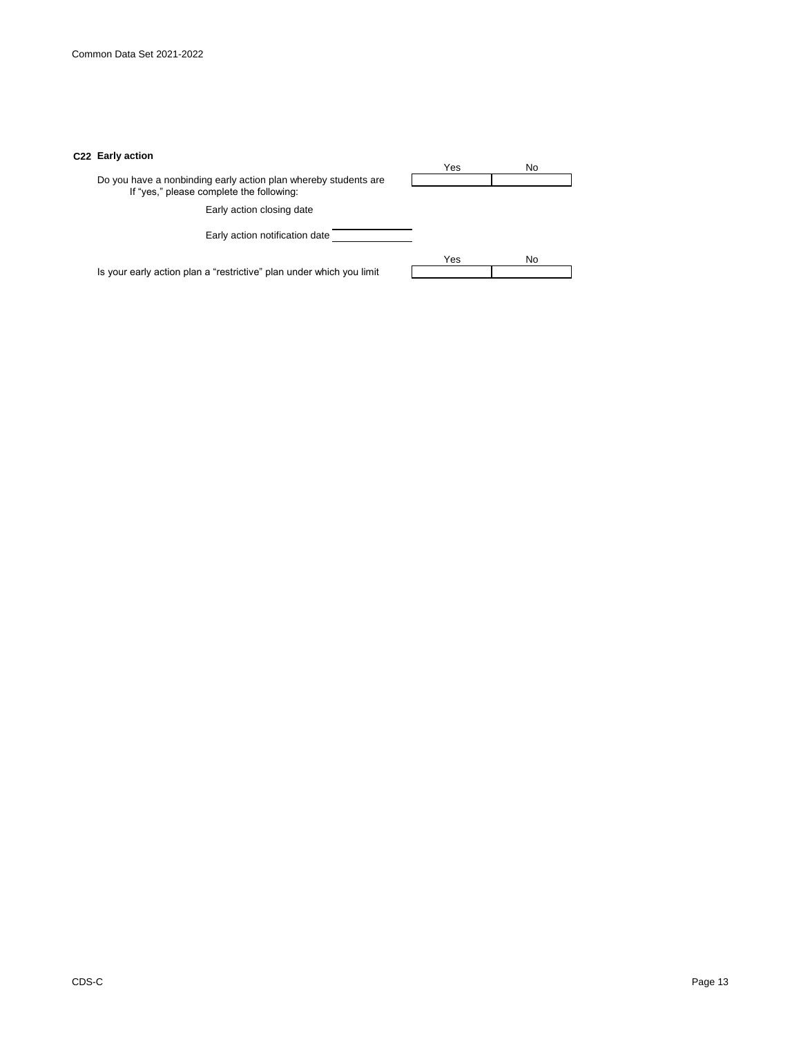**C22 Early action**

| | Yes | No |
|---|---|---|
| Do you have a nonbinding early action plan whereby students are<br>If "yes," please complete the following: | | |

Early action closing date

Early action notification date

| | Yes | No |
|---|---|---|
| Is your early action plan a "restrictive" plan under which you limit | | |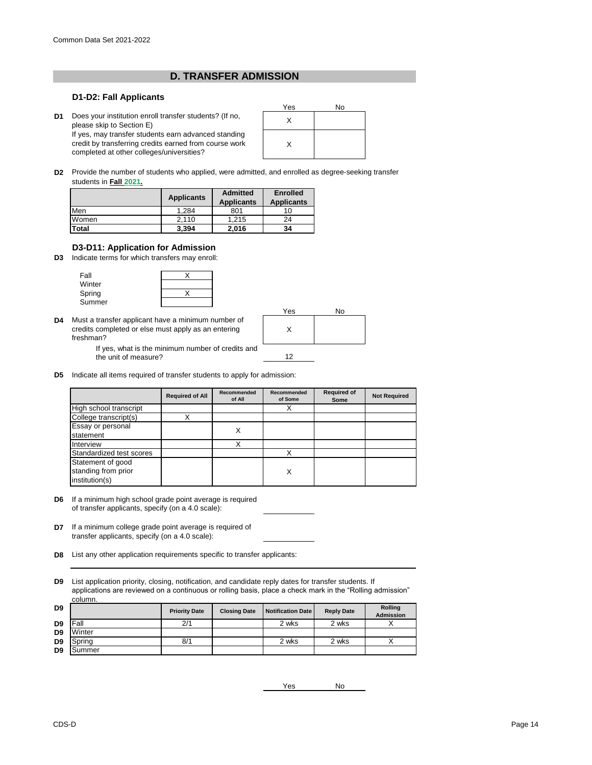## D. TRANSFER ADMISSION

### D1-D2: Fall Applicants

**D1** Does your institution enroll transfer students? (If no, please skip to Section E)

If yes, may transfer students earn advanced standing credit by transferring credits earned from course work completed at other colleges/universities?

| | Yes | No |
|---|---|---|
| Does your institution enroll transfer students? | X | |
| May transfer students earn advanced standing credit? | X | |

**D2** Provide the number of students who applied, were admitted, and enrolled as degree-seeking transfer students in **Fall 2021.**

| | Applicants | Admitted Applicants | Enrolled Applicants |
|---|---|---|---|
| Men | 1,284 | 801 | 10 |
| Women | 2,110 | 1,215 | 24 |
| **Total** | **3,394** | **2,016** | **34** |

### D3-D11: Application for Admission

**D3** Indicate terms for which transfers may enroll:

| Term | |
|---|---|
| Fall | X |
| Winter | |
| Spring | X |
| Summer | |

**D4** Must a transfer applicant have a minimum number of credits completed or else must apply as an entering freshman?

| Yes | No |
|---|---|
| X | |

If yes, what is the minimum number of credits and the unit of measure? 12

**D5** Indicate all items required of transfer students to apply for admission:

| | Required of All | Recommended of All | Recommended of Some | Required of Some | Not Required |
|---|---|---|---|---|---|
| High school transcript | | | X | | |
| College transcript(s) | X | | | | |
| Essay or personal statement | | X | | | |
| Interview | | X | | | |
| Standardized test scores | | | X | | |
| Statement of good standing from prior institution(s) | | | X | | |

**D6** If a minimum high school grade point average is required of transfer applicants, specify (on a 4.0 scale):

**D7** If a minimum college grade point average is required of transfer applicants, specify (on a 4.0 scale):

**D8** List any other application requirements specific to transfer applicants:

**D9** List application priority, closing, notification, and candidate reply dates for transfer students. If applications are reviewed on a continuous or rolling basis, place a check mark in the "Rolling admission" column.

| | Priority Date | Closing Date | Notification Date | Reply Date | Rolling Admission |
|---|---|---|---|---|---|
| Fall | 2/1 | | 2 wks | 2 wks | X |
| Winter | | | | | |
| Spring | 8/1 | | 2 wks | 2 wks | X |
| Summer | | | | | |

Yes No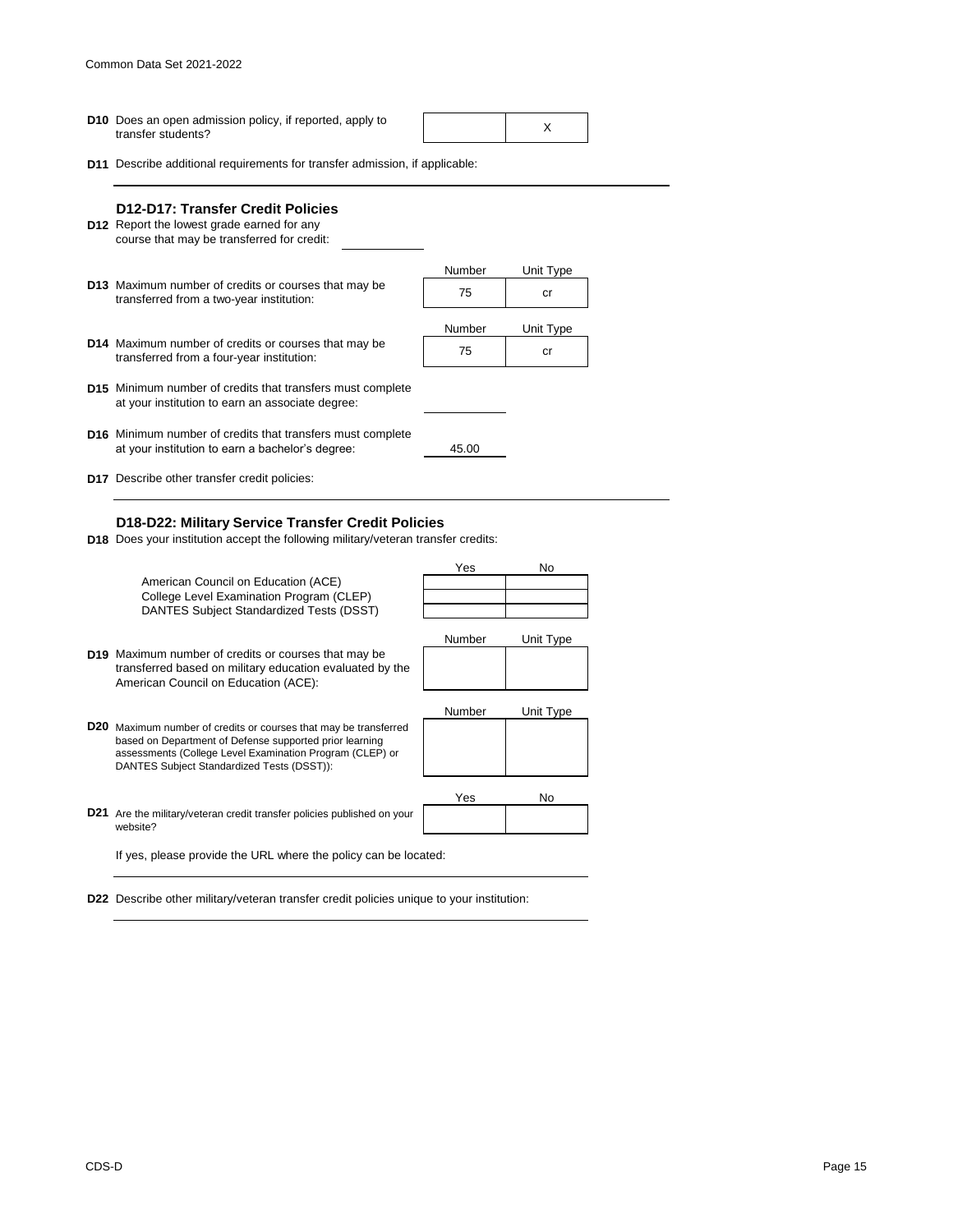**D10** Does an open admission policy, if reported, apply to transfer students?

| Yes | No |
|---|---|
| | X |

**D11** Describe additional requirements for transfer admission, if applicable:

## D12-D17: Transfer Credit Policies

**D12** Report the lowest grade earned for any course that may be transferred for credit:

**D13** Maximum number of credits or courses that may be transferred from a two-year institution:

| Number | Unit Type |
|---|---|
| 75 | cr |

**D14** Maximum number of credits or courses that may be transferred from a four-year institution:

| Number | Unit Type |
|---|---|
| 75 | cr |

**D15** Minimum number of credits that transfers must complete at your institution to earn an associate degree:

**D16** Minimum number of credits that transfers must complete at your institution to earn a bachelor's degree: 45.00

**D17** Describe other transfer credit policies:

## D18-D22: Military Service Transfer Credit Policies

**D18** Does your institution accept the following military/veteran transfer credits:

| | Yes | No |
|---|---|---|
| American Council on Education (ACE) | | |
| College Level Examination Program (CLEP) | | |
| DANTES Subject Standardized Tests (DSST) | | |

**D19** Maximum number of credits or courses that may be transferred based on military education evaluated by the American Council on Education (ACE):

| Number | Unit Type |
|---|---|
| | |

**D20** Maximum number of credits or courses that may be transferred based on Department of Defense supported prior learning assessments (College Level Examination Program (CLEP) or DANTES Subject Standardized Tests (DSST)):

| Number | Unit Type |
|---|---|
| | |

**D21** Are the military/veteran credit transfer policies published on your website?

| Yes | No |
|---|---|
| | |

If yes, please provide the URL where the policy can be located:

**D22** Describe other military/veteran transfer credit policies unique to your institution: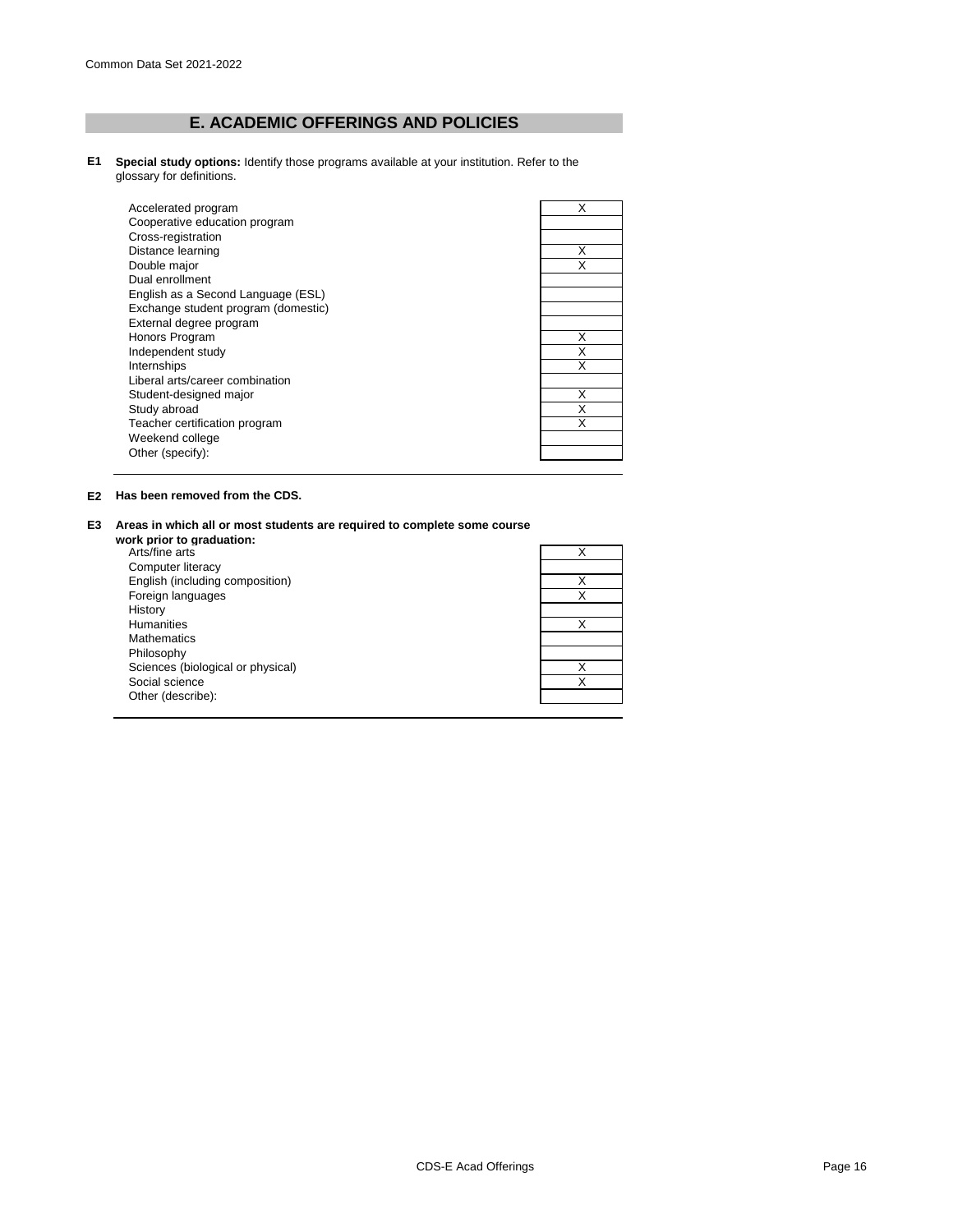## E. ACADEMIC OFFERINGS AND POLICIES

**E1 Special study options:** Identify those programs available at your institution. Refer to the glossary for definitions.

| Program | |
|---|---|
| Accelerated program | X |
| Cooperative education program | |
| Cross-registration | |
| Distance learning | X |
| Double major | X |
| Dual enrollment | |
| English as a Second Language (ESL) | |
| Exchange student program (domestic) | |
| External degree program | |
| Honors Program | X |
| Independent study | X |
| Internships | X |
| Liberal arts/career combination | |
| Student-designed major | X |
| Study abroad | X |
| Teacher certification program | X |
| Weekend college | |
| Other (specify): | |

**E2 Has been removed from the CDS.**

**E3 Areas in which all or most students are required to complete some course work prior to graduation:**

| Area | |
|---|---|
| Arts/fine arts | X |
| Computer literacy | |
| English (including composition) | X |
| Foreign languages | X |
| History | |
| Humanities | X |
| Mathematics | |
| Philosophy | |
| Sciences (biological or physical) | X |
| Social science | X |
| Other (describe): | |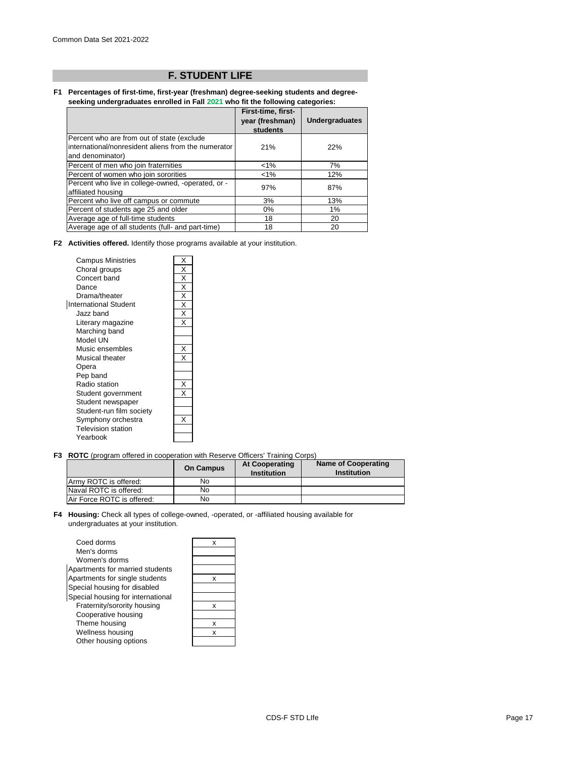## F. STUDENT LIFE

**F1 Percentages of first-time, first-year (freshman) degree-seeking students and degree-seeking undergraduates enrolled in Fall 2021 who fit the following categories:**

| | First-time, first-year (freshman) students | Undergraduates |
|---|---|---|
| Percent who are from out of state (exclude international/nonresident aliens from the numerator and denominator) | 21% | 22% |
| Percent of men who join fraternities | <1% | 7% |
| Percent of women who join sororities | <1% | 12% |
| Percent who live in college-owned, -operated, or -affiliated housing | 97% | 87% |
| Percent who live off campus or commute | 3% | 13% |
| Percent of students age 25 and older | 0% | 1% |
| Average age of full-time students | 18 | 20 |
| Average age of all students (full- and part-time) | 18 | 20 |

**F2 Activities offered.** Identify those programs available at your institution.

| Activity | |
|---|---|
| Campus Ministries | X |
| Choral groups | X |
| Concert band | X |
| Dance | X |
| Drama/theater | X |
| International Student | X |
| Jazz band | X |
| Literary magazine | X |
| Marching band | |
| Model UN | |
| Music ensembles | X |
| Musical theater | X |
| Opera | |
| Pep band | |
| Radio station | X |
| Student government | X |
| Student newspaper | |
| Student-run film society | |
| Symphony orchestra | X |
| Television station | |
| Yearbook | |

**F3 ROTC** (program offered in cooperation with Reserve Officers' Training Corps)

| | On Campus | At Cooperating Institution | Name of Cooperating Institution |
|---|---|---|---|
| Army ROTC is offered: | No | | |
| Naval ROTC is offered: | No | | |
| Air Force ROTC is offered: | No | | |

**F4 Housing:** Check all types of college-owned, -operated, or -affiliated housing available for undergraduates at your institution.

| Housing type | |
|---|---|
| Coed dorms | x |
| Men's dorms | |
| Women's dorms | |
| Apartments for married students | |
| Apartments for single students | x |
| Special housing for disabled | |
| Special housing for international | |
| Fraternity/sorority housing | x |
| Cooperative housing | |
| Theme housing | x |
| Wellness housing | x |
| Other housing options | |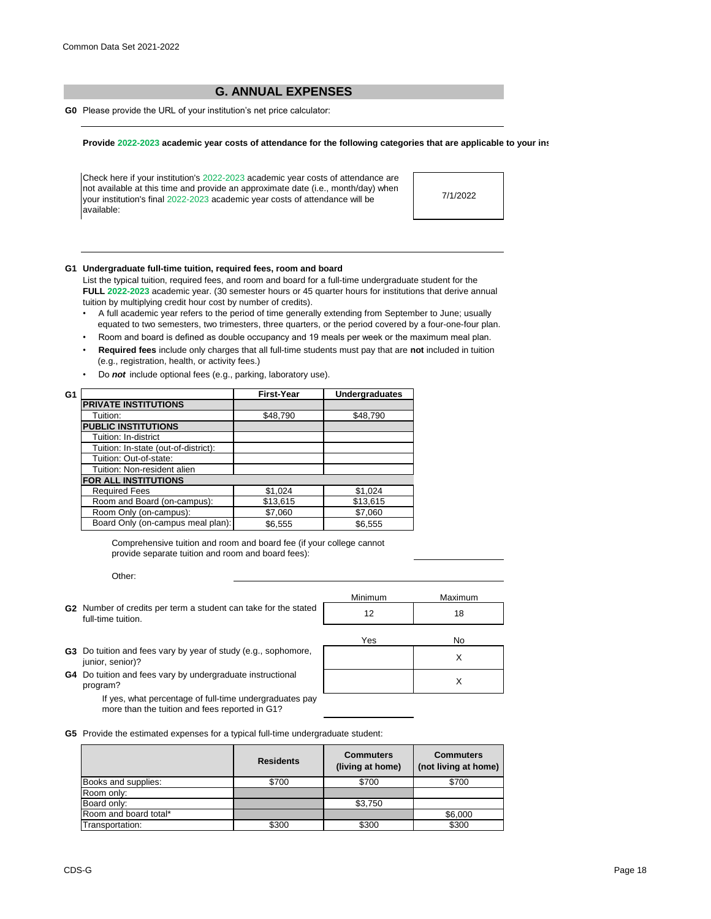## G. ANNUAL EXPENSES

**G0** Please provide the URL of your institution's net price calculator:

**Provide 2022-2023 academic year costs of attendance for the following categories that are applicable to your ins**

Check here if your institution's 2022-2023 academic year costs of attendance are not available at this time and provide an approximate date (i.e., month/day) when your institution's final 2022-2023 academic year costs of attendance will be available: 7/1/2022

**G1 Undergraduate full-time tuition, required fees, room and board**

List the typical tuition, required fees, and room and board for a full-time undergraduate student for the **FULL 2022-2023** academic year. (30 semester hours or 45 quarter hours for institutions that derive annual tuition by multiplying credit hour cost by number of credits).

- A full academic year refers to the period of time generally extending from September to June; usually equated to two semesters, two trimesters, three quarters, or the period covered by a four-one-four plan.
- Room and board is defined as double occupancy and 19 meals per week or the maximum meal plan.
- **Required fees** include only charges that all full-time students must pay that are **not** included in tuition (e.g., registration, health, or activity fees.)
- Do ***not*** include optional fees (e.g., parking, laboratory use).

| G1 | First-Year | Undergraduates |
|---|---|---|
| **PRIVATE INSTITUTIONS** | | |
| Tuition: | $48,790 | $48,790 |
| **PUBLIC INSTITUTIONS** | | |
| Tuition: In-district | | |
| Tuition: In-state (out-of-district): | | |
| Tuition: Out-of-state: | | |
| Tuition: Non-resident alien | | |
| **FOR ALL INSTITUTIONS** | | |
| Required Fees | $1,024 | $1,024 |
| Room and Board (on-campus): | $13,615 | $13,615 |
| Room Only (on-campus): | $7,060 | $7,060 |
| Board Only (on-campus meal plan): | $6,555 | $6,555 |

Comprehensive tuition and room and board fee (if your college cannot provide separate tuition and room and board fees):

Other:

| | Minimum | Maximum |
|---|---|---|
| **G2** Number of credits per term a student can take for the stated full-time tuition. | 12 | 18 |

| | Yes | No |
|---|---|---|
| **G3** Do tuition and fees vary by year of study (e.g., sophomore, junior, senior)? | | X |
| **G4** Do tuition and fees vary by undergraduate instructional program? | | X |

If yes, what percentage of full-time undergraduates pay more than the tuition and fees reported in G1?

**G5** Provide the estimated expenses for a typical full-time undergraduate student:

| | Residents | Commuters (living at home) | Commuters (not living at home) |
|---|---|---|---|
| Books and supplies: | $700 | $700 | $700 |
| Room only: | | | |
| Board only: | | $3,750 | |
| Room and board total* | | | $6,000 |
| Transportation: | $300 | $300 | $300 |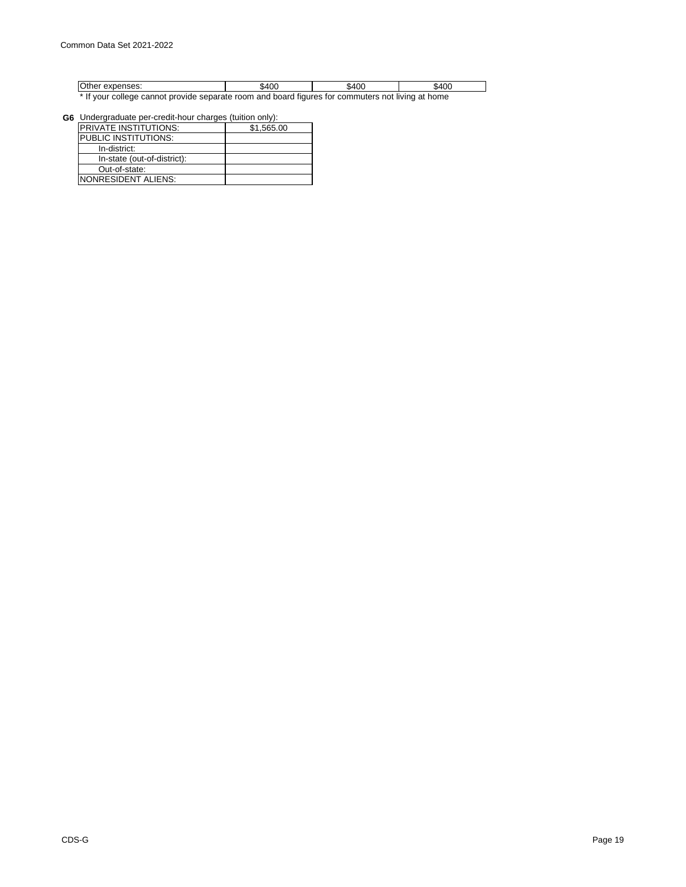| Other expenses: | $400 | $400 | $400 |
|---|---|---|---|

* If your college cannot provide separate room and board figures for commuters not living at home

**G6** Undergraduate per-credit-hour charges (tuition only):

| | |
|---|---|
| PRIVATE INSTITUTIONS: | $1,565.00 |
| PUBLIC INSTITUTIONS: | |
| In-district: | |
| In-state (out-of-district): | |
| Out-of-state: | |
| NONRESIDENT ALIENS: | |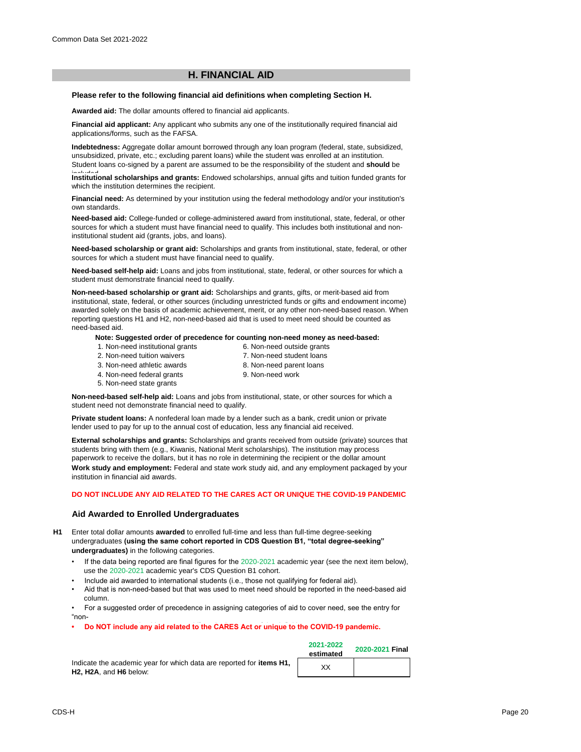## H. FINANCIAL AID

**Please refer to the following financial aid definitions when completing Section H.**

**Awarded aid:** The dollar amounts offered to financial aid applicants.

**Financial aid applicant:** Any applicant who submits any one of the institutionally required financial aid applications/forms, such as the FAFSA.

**Indebtedness:** Aggregate dollar amount borrowed through any loan program (federal, state, subsidized, unsubsidized, private, etc.; excluding parent loans) while the student was enrolled at an institution. Student loans co-signed by a parent are assumed to be the responsibility of the student and **should** be included.

**Institutional scholarships and grants:** Endowed scholarships, annual gifts and tuition funded grants for which the institution determines the recipient.

**Financial need:** As determined by your institution using the federal methodology and/or your institution's own standards.

**Need-based aid:** College-funded or college-administered award from institutional, state, federal, or other sources for which a student must have financial need to qualify. This includes both institutional and non-institutional student aid (grants, jobs, and loans).

**Need-based scholarship or grant aid:** Scholarships and grants from institutional, state, federal, or other sources for which a student must have financial need to qualify.

**Need-based self-help aid:** Loans and jobs from institutional, state, federal, or other sources for which a student must demonstrate financial need to qualify.

**Non-need-based scholarship or grant aid:** Scholarships and grants, gifts, or merit-based aid from institutional, state, federal, or other sources (including unrestricted funds or gifts and endowment income) awarded solely on the basis of academic achievement, merit, or any other non-need-based reason. When reporting questions H1 and H2, non-need-based aid that is used to meet need should be counted as need-based aid.

**Note: Suggested order of precedence for counting non-need money as need-based:**

1. Non-need institutional grants
2. Non-need tuition waivers
3. Non-need athletic awards
4. Non-need federal grants
5. Non-need state grants
6. Non-need outside grants
7. Non-need student loans
8. Non-need parent loans
9. Non-need work

**Non-need-based self-help aid:** Loans and jobs from institutional, state, or other sources for which a student need not demonstrate financial need to qualify.

**Private student loans:** A nonfederal loan made by a lender such as a bank, credit union or private lender used to pay for up to the annual cost of education, less any financial aid received.

**External scholarships and grants:** Scholarships and grants received from outside (private) sources that students bring with them (e.g., Kiwanis, National Merit scholarships). The institution may process paperwork to receive the dollars, but it has no role in determining the recipient or the dollar amount

**Work study and employment:** Federal and state work study aid, and any employment packaged by your institution in financial aid awards.

**DO NOT INCLUDE ANY AID RELATED TO THE CARES ACT OR UNIQUE THE COVID-19 PANDEMIC**

### Aid Awarded to Enrolled Undergraduates

**H1** Enter total dollar amounts **awarded** to enrolled full-time and less than full-time degree-seeking undergraduates **(using the same cohort reported in CDS Question B1, "total degree-seeking" undergraduates)** in the following categories.

- If the data being reported are final figures for the 2020-2021 academic year (see the next item below), use the 2020-2021 academic year's CDS Question B1 cohort.
- Include aid awarded to international students (i.e., those not qualifying for federal aid).
- Aid that is non-need-based but that was used to meet need should be reported in the need-based aid column.
- For a suggested order of precedence in assigning categories of aid to cover need, see the entry for "non-
- **Do NOT include any aid related to the CARES Act or unique to the COVID-19 pandemic.**

| | 2021-2022 estimated | 2020-2021 Final |
|---|---|---|
| Indicate the academic year for which data are reported for **items H1, H2, H2A**, and **H6** below: | XX | |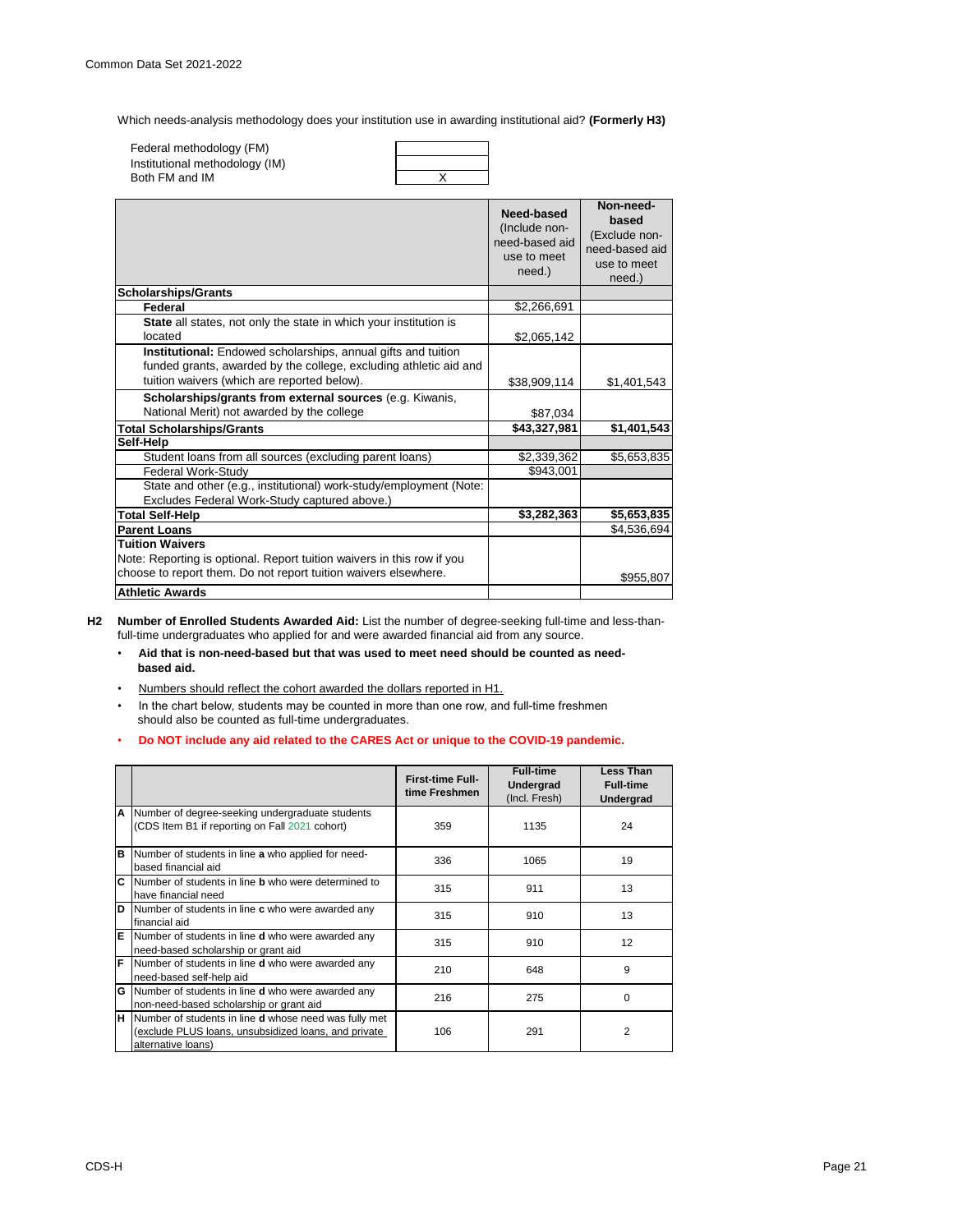Which needs-analysis methodology does your institution use in awarding institutional aid? **(Formerly H3)**

| | |
|---|---|
| Federal methodology (FM) | |
| Institutional methodology (IM) | |
| Both FM and IM | X |

| | Need-based (Include non-need-based aid use to meet need.) | Non-need-based (Exclude non-need-based aid use to meet need.) |
|---|---|---|
| **Scholarships/Grants** | | |
| **Federal** | $2,266,691 | |
| **State** all states, not only the state in which your institution is located | $2,065,142 | |
| **Institutional:** Endowed scholarships, annual gifts and tuition funded grants, awarded by the college, excluding athletic aid and tuition waivers (which are reported below). | $38,909,114 | $1,401,543 |
| **Scholarships/grants from external sources** (e.g. Kiwanis, National Merit) not awarded by the college | $87,034 | |
| **Total Scholarships/Grants** | **$43,327,981** | **$1,401,543** |
| **Self-Help** | | |
| Student loans from all sources (excluding parent loans) | $2,339,362 | $5,653,835 |
| Federal Work-Study | $943,001 | |
| State and other (e.g., institutional) work-study/employment (Note: Excludes Federal Work-Study captured above.) | | |
| **Total Self-Help** | **$3,282,363** | **$5,653,835** |
| **Parent Loans** | | $4,536,694 |
| **Tuition Waivers** Note: Reporting is optional. Report tuition waivers in this row if you choose to report them. Do not report tuition waivers elsewhere. | | $955,807 |
| **Athletic Awards** | | |

**H2** **Number of Enrolled Students Awarded Aid:** List the number of degree-seeking full-time and less-than-full-time undergraduates who applied for and were awarded financial aid from any source.

- **Aid that is non-need-based but that was used to meet need should be counted as need-based aid.**
- Numbers should reflect the cohort awarded the dollars reported in H1.
- In the chart below, students may be counted in more than one row, and full-time freshmen should also be counted as full-time undergraduates.
- **Do NOT include any aid related to the CARES Act or unique to the COVID-19 pandemic.**

| | | First-time Full-time Freshmen | Full-time Undergrad (Incl. Fresh) | Less Than Full-time Undergrad |
|---|---|---|---|---|
| A | Number of degree-seeking undergraduate students (CDS Item B1 if reporting on Fall 2021 cohort) | 359 | 1135 | 24 |
| B | Number of students in line **a** who applied for need-based financial aid | 336 | 1065 | 19 |
| C | Number of students in line **b** who were determined to have financial need | 315 | 911 | 13 |
| D | Number of students in line **c** who were awarded any financial aid | 315 | 910 | 13 |
| E | Number of students in line **d** who were awarded any need-based scholarship or grant aid | 315 | 910 | 12 |
| F | Number of students in line **d** who were awarded any need-based self-help aid | 210 | 648 | 9 |
| G | Number of students in line **d** who were awarded any non-need-based scholarship or grant aid | 216 | 275 | 0 |
| H | Number of students in line **d** whose need was fully met (exclude PLUS loans, unsubsidized loans, and private alternative loans) | 106 | 291 | 2 |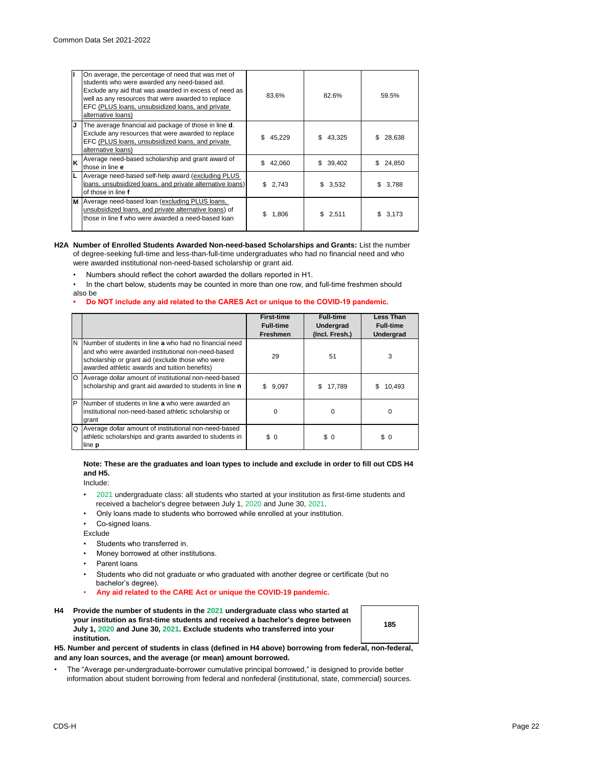| | | | | |
|---|---|---|---|---|
| I | On average, the percentage of need that was met of students who were awarded any need-based aid. Exclude any aid that was awarded in excess of need as well as any resources that were awarded to replace EFC (PLUS loans, unsubsidized loans, and private alternative loans) | 83.6% | 82.6% | 59.5% |
| J | The average financial aid package of those in line **d**. Exclude any resources that were awarded to replace EFC (PLUS loans, unsubsidized loans, and private alternative loans) | $ 45,229 | $ 43,325 | $ 28,638 |
| K | Average need-based scholarship and grant award of those in line **e** | $ 42,060 | $ 39,402 | $ 24,850 |
| L | Average need-based self-help award (excluding PLUS loans, unsubsidized loans, and private alternative loans) of those in line **f** | $ 2,743 | $ 3,532 | $ 3,788 |
| M | Average need-based loan (excluding PLUS loans, unsubsidized loans, and private alternative loans) of those in line **f** who were awarded a need-based loan | $ 1,806 | $ 2,511 | $ 3,173 |

**H2A Number of Enrolled Students Awarded Non-need-based Scholarships and Grants:** List the number of degree-seeking full-time and less-than-full-time undergraduates who had no financial need and who were awarded institutional non-need-based scholarship or grant aid.

- Numbers should reflect the cohort awarded the dollars reported in H1.
- In the chart below, students may be counted in more than one row, and full-time freshmen should also be
- **Do NOT include any aid related to the CARES Act or unique to the COVID-19 pandemic.**

| | | First-time Full-time Freshmen | Full-time Undergrad (Incl. Fresh.) | Less Than Full-time Undergrad |
|---|---|---|---|---|
| N | Number of students in line **a** who had no financial need and who were awarded institutional non-need-based scholarship or grant aid (exclude those who were awarded athletic awards and tuition benefits) | 29 | 51 | 3 |
| O | Average dollar amount of institutional non-need-based scholarship and grant aid awarded to students in line **n** | $ 9,097 | $ 17,789 | $ 10,493 |
| P | Number of students in line **a** who were awarded an institutional non-need-based athletic scholarship or grant | 0 | 0 | 0 |
| Q | Average dollar amount of institutional non-need-based athletic scholarships and grants awarded to students in line **p** | $ 0 | $ 0 | $ 0 |

**Note: These are the graduates and loan types to include and exclude in order to fill out CDS H4 and H5.**

Include:

- 2021 undergraduate class: all students who started at your institution as first-time students and received a bachelor's degree between July 1, 2020 and June 30, 2021.
- Only loans made to students who borrowed while enrolled at your institution.
- Co-signed loans.

Exclude

- Students who transferred in.
- Money borrowed at other institutions.
- Parent loans
- Students who did not graduate or who graduated with another degree or certificate (but no bachelor's degree).
- **Any aid related to the CARE Act or unique the COVID-19 pandemic.**

| | | |
|---|---|---|
| **H4** | **Provide the number of students in the 2021 undergraduate class who started at your institution as first-time students and received a bachelor's degree between July 1, 2020 and June 30, 2021. Exclude students who transferred into your institution.** | **185** |

**H5. Number and percent of students in class (defined in H4 above) borrowing from federal, non-federal, and any loan sources, and the average (or mean) amount borrowed.**

- The "Average per-undergraduate-borrower cumulative principal borrowed," is designed to provide better information about student borrowing from federal and nonfederal (institutional, state, commercial) sources.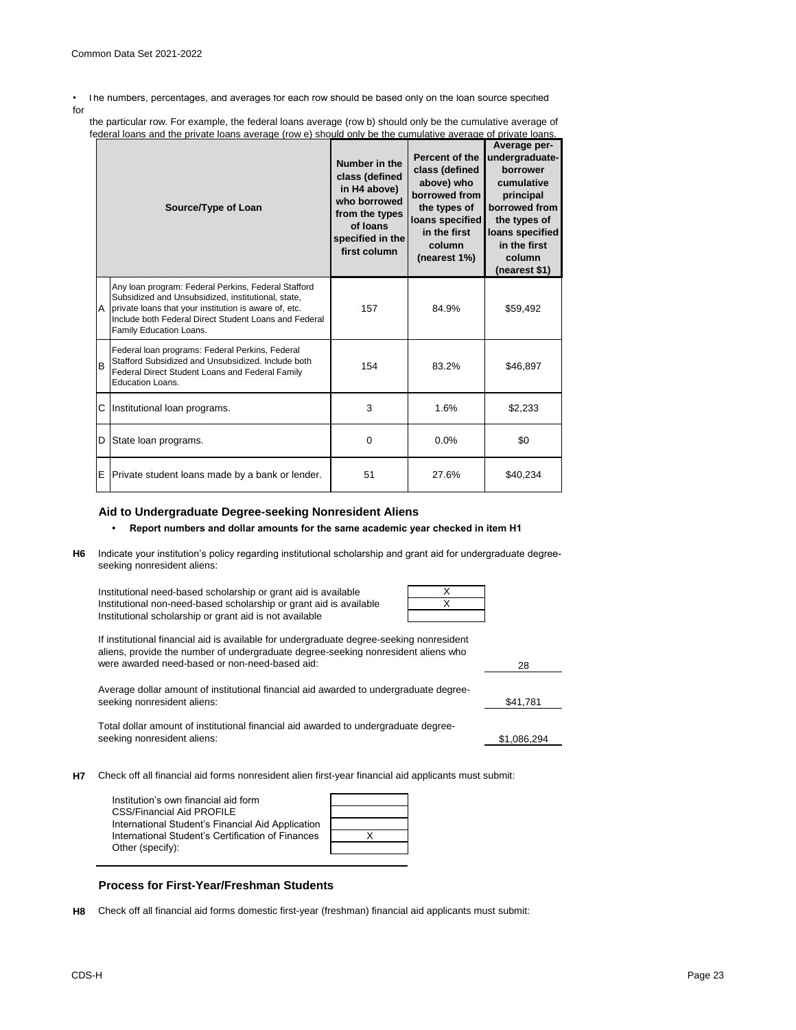• The numbers, percentages, and averages for each row should be based only on the loan source specified for the particular row. For example, the federal loans average (row b) should only be the cumulative average of federal loans and the private loans average (row e) should only be the cumulative average of private loans.

| | Source/Type of Loan | Number in the class (defined in H4 above) who borrowed from the types of loans specified in the first column | Percent of the class (defined above) who borrowed from the types of loans specified in the first column (nearest 1%) | Average per-undergraduate-borrower cumulative principal borrowed from the types of loans specified in the first column (nearest $1) |
|---|---|---|---|---|
| A | Any loan program: Federal Perkins, Federal Stafford Subsidized and Unsubsidized, institutional, state, private loans that your institution is aware of, etc. Include both Federal Direct Student Loans and Federal Family Education Loans. | 157 | 84.9% | $59,492 |
| B | Federal loan programs: Federal Perkins, Federal Stafford Subsidized and Unsubsidized. Include both Federal Direct Student Loans and Federal Family Education Loans. | 154 | 83.2% | $46,897 |
| C | Institutional loan programs. | 3 | 1.6% | $2,233 |
| D | State loan programs. | 0 | 0.0% | $0 |
| E | Private student loans made by a bank or lender. | 51 | 27.6% | $40,234 |

### Aid to Undergraduate Degree-seeking Nonresident Aliens

- **Report numbers and dollar amounts for the same academic year checked in item H1**

**H6** Indicate your institution's policy regarding institutional scholarship and grant aid for undergraduate degree-seeking nonresident aliens:

| | |
|---|---|
| Institutional need-based scholarship or grant aid is available | X |
| Institutional non-need-based scholarship or grant aid is available | X |
| Institutional scholarship or grant aid is not available | |

If institutional financial aid is available for undergraduate degree-seeking nonresident aliens, provide the number of undergraduate degree-seeking nonresident aliens who were awarded need-based or non-need-based aid: 28

Average dollar amount of institutional financial aid awarded to undergraduate degree-seeking nonresident aliens: $41,781

Total dollar amount of institutional financial aid awarded to undergraduate degree-seeking nonresident aliens: $1,086,294

**H7** Check off all financial aid forms nonresident alien first-year financial aid applicants must submit:

| | |
|---|---|
| Institution's own financial aid form | |
| CSS/Financial Aid PROFILE | |
| International Student's Financial Aid Application | |
| International Student's Certification of Finances | X |
| Other (specify): | |

### Process for First-Year/Freshman Students

**H8** Check off all financial aid forms domestic first-year (freshman) financial aid applicants must submit: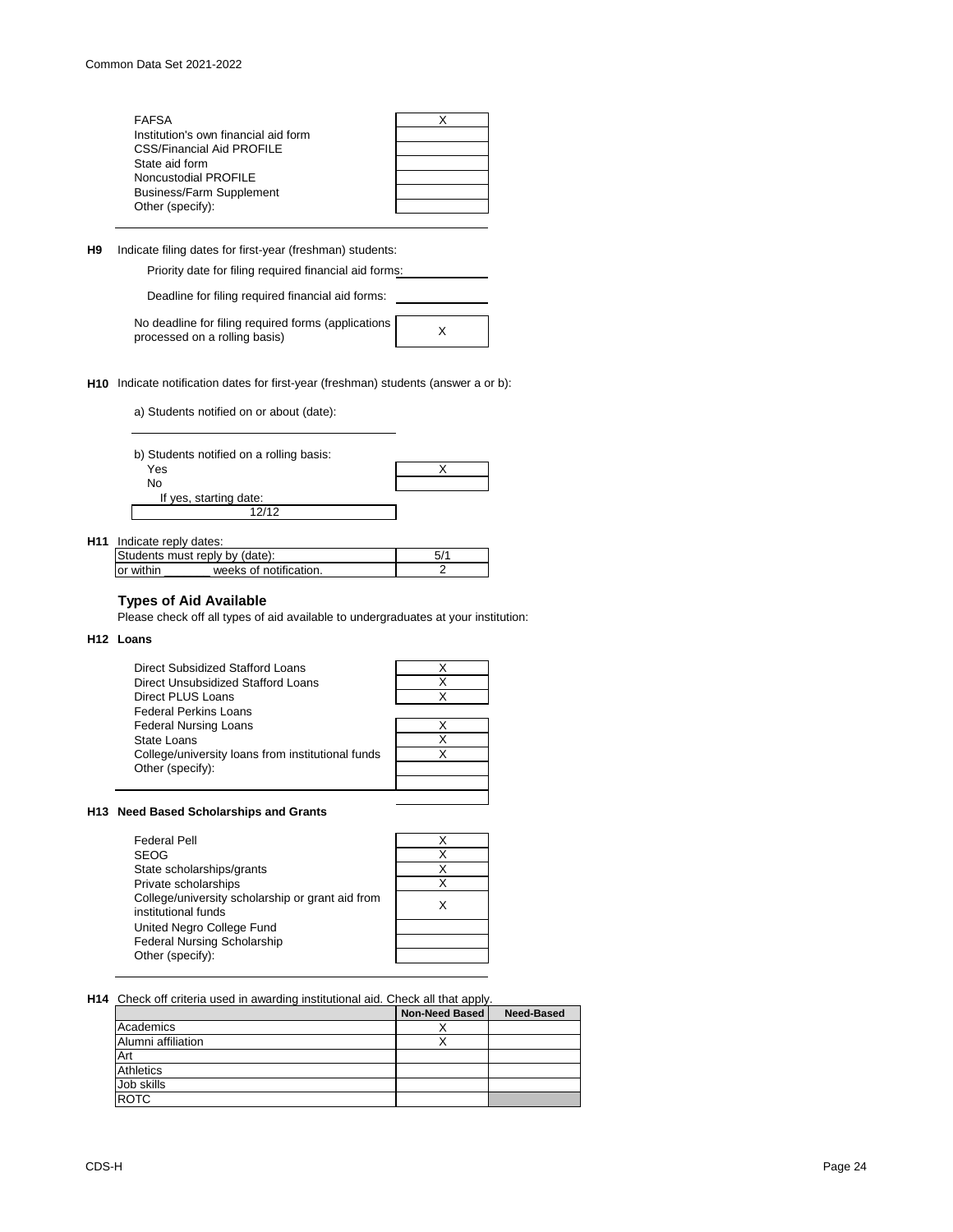| | |
|---|---|
| FAFSA | X |
| Institution's own financial aid form | |
| CSS/Financial Aid PROFILE | |
| State aid form | |
| Noncustodial PROFILE | |
| Business/Farm Supplement | |
| Other (specify): | |

**H9** Indicate filing dates for first-year (freshman) students:

Priority date for filing required financial aid forms: ____________

Deadline for filing required financial aid forms: ____________

| | |
|---|---|
| No deadline for filing required forms (applications processed on a rolling basis) | X |

**H10** Indicate notification dates for first-year (freshman) students (answer a or b):

a) Students notified on or about (date):

b) Students notified on a rolling basis:

| | |
|---|---|
| Yes | X |
| No | |

If yes, starting date: 12/12

**H11** Indicate reply dates:

| | |
|---|---|
| Students must reply by (date): | 5/1 |
| or within _______ weeks of notification. | 2 |

### Types of Aid Available

Please check off all types of aid available to undergraduates at your institution:

**H12 Loans**

| | |
|---|---|
| Direct Subsidized Stafford Loans | X |
| Direct Unsubsidized Stafford Loans | X |
| Direct PLUS Loans | X |
| Federal Perkins Loans | |
| Federal Nursing Loans | X |
| State Loans | X |
| College/university loans from institutional funds | X |
| Other (specify): | |

**H13 Need Based Scholarships and Grants**

| | |
|---|---|
| Federal Pell | X |
| SEOG | X |
| State scholarships/grants | X |
| Private scholarships | X |
| College/university scholarship or grant aid from institutional funds | X |
| United Negro College Fund | |
| Federal Nursing Scholarship | |
| Other (specify): | |

**H14** Check off criteria used in awarding institutional aid. Check all that apply.

| | Non-Need Based | Need-Based |
|---|---|---|
| Academics | X | |
| Alumni affiliation | X | |
| Art | | |
| Athletics | | |
| Job skills | | |
| ROTC | | |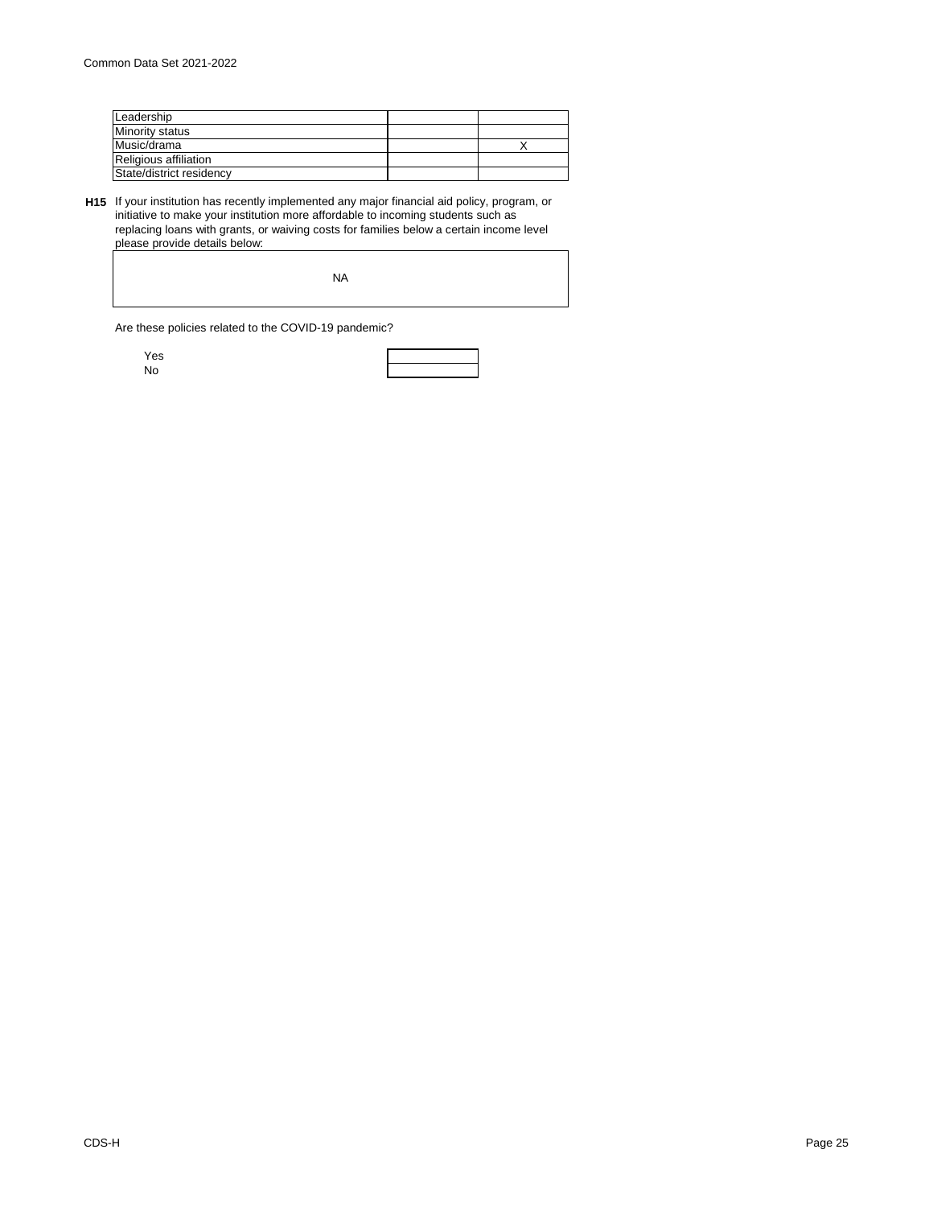| | | |
|---|---|---|
| Leadership | | |
| Minority status | | |
| Music/drama | | X |
| Religious affiliation | | |
| State/district residency | | |

**H15** If your institution has recently implemented any major financial aid policy, program, or initiative to make your institution more affordable to incoming students such as replacing loans with grants, or waiving costs for families below a certain income level please provide details below:

NA

Are these policies related to the COVID-19 pandemic?

| | |
|---|---|
| Yes | |
| No | |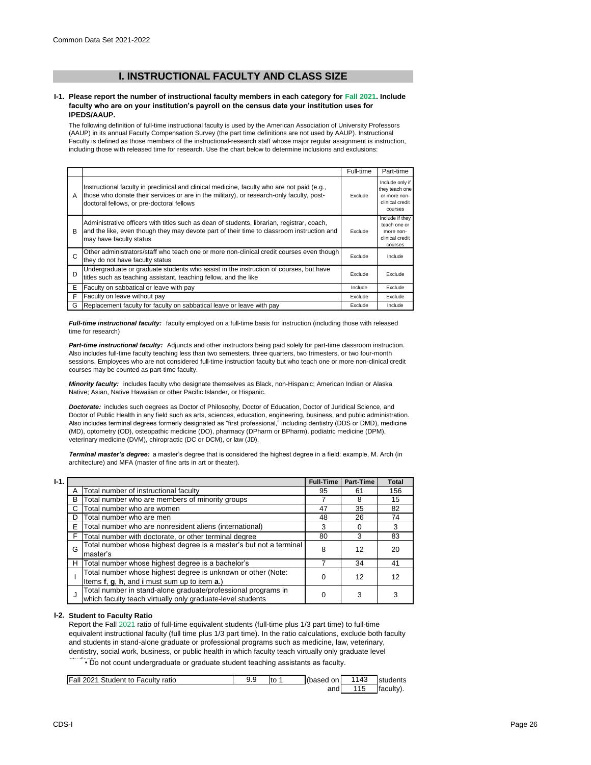## I. INSTRUCTIONAL FACULTY AND CLASS SIZE

**I-1. Please report the number of instructional faculty members in each category for Fall 2021. Include faculty who are on your institution's payroll on the census date your institution uses for IPEDS/AAUP.**

The following definition of full-time instructional faculty is used by the American Association of University Professors (AAUP) in its annual Faculty Compensation Survey (the part time definitions are not used by AAUP). Instructional Faculty is defined as those members of the instructional-research staff whose major regular assignment is instruction, including those with released time for research. Use the chart below to determine inclusions and exclusions:

| | | Full-time | Part-time |
|---|---|---|---|
| A | Instructional faculty in preclinical and clinical medicine, faculty who are not paid (e.g., those who donate their services or are in the military), or research-only faculty, post-doctoral fellows, or pre-doctoral fellows | Exclude | Include only if they teach one or more non-clinical credit courses |
| B | Administrative officers with titles such as dean of students, librarian, registrar, coach, and the like, even though they may devote part of their time to classroom instruction and may have faculty status | Exclude | Include if they teach one or more non-clinical credit courses |
| C | Other administrators/staff who teach one or more non-clinical credit courses even though they do not have faculty status | Exclude | Include |
| D | Undergraduate or graduate students who assist in the instruction of courses, but have titles such as teaching assistant, teaching fellow, and the like | Exclude | Exclude |
| E | Faculty on sabbatical or leave with pay | Include | Exclude |
| F | Faculty on leave without pay | Exclude | Exclude |
| G | Replacement faculty for faculty on sabbatical leave or leave with pay | Exclude | Include |

***Full-time instructional faculty:*** faculty employed on a full-time basis for instruction (including those with released time for research)

***Part-time instructional faculty:*** Adjuncts and other instructors being paid solely for part-time classroom instruction. Also includes full-time faculty teaching less than two semesters, three quarters, two trimesters, or two four-month sessions. Employees who are not considered full-time instruction faculty but who teach one or more non-clinical credit courses may be counted as part-time faculty.

***Minority faculty:*** includes faculty who designate themselves as Black, non-Hispanic; American Indian or Alaska Native; Asian, Native Hawaiian or other Pacific Islander, or Hispanic.

***Doctorate:*** includes such degrees as Doctor of Philosophy, Doctor of Education, Doctor of Juridical Science, and Doctor of Public Health in any field such as arts, sciences, education, engineering, business, and public administration. Also includes terminal degrees formerly designated as "first professional," including dentistry (DDS or DMD), medicine (MD), optometry (OD), osteopathic medicine (DO), pharmacy (DPharm or BPharm), podiatric medicine (DPM), veterinary medicine (DVM), chiropractic (DC or DCM), or law (JD).

***Terminal master's degree:*** a master's degree that is considered the highest degree in a field: example, M. Arch (in architecture) and MFA (master of fine arts in art or theater).

**I-1.**

| | | Full-Time | Part-Time | Total |
|---|---|---|---|---|
| A | Total number of instructional faculty | 95 | 61 | 156 |
| B | Total number who are members of minority groups | 7 | 8 | 15 |
| C | Total number who are women | 47 | 35 | 82 |
| D | Total number who are men | 48 | 26 | 74 |
| E | Total number who are nonresident aliens (international) | 3 | 0 | 3 |
| F | Total number with doctorate, or other terminal degree | 80 | 3 | 83 |
| G | Total number whose highest degree is a master's but not a terminal master's | 8 | 12 | 20 |
| H | Total number whose highest degree is a bachelor's | 7 | 34 | 41 |
| I | Total number whose highest degree is unknown or other (Note: Items **f**, **g**, **h**, and **i** must sum up to item **a**.) | 0 | 12 | 12 |
| J | Total number in stand-alone graduate/professional programs in which faculty teach virtually only graduate-level students | 0 | 3 | 3 |

**I-2. Student to Faculty Ratio**

Report the Fall 2021 ratio of full-time equivalent students (full-time plus 1/3 part time) to full-time equivalent instructional faculty (full time plus 1/3 part time). In the ratio calculations, exclude both faculty and students in stand-alone graduate or professional programs such as medicine, law, veterinary, dentistry, social work, business, or public health in which faculty teach virtually only graduate level students.

• Do not count undergraduate or graduate student teaching assistants as faculty.

| Fall 2021 Student to Faculty ratio | 9.9 | to 1 | (based on | 1143 | students |
|---|---|---|---|---|---|
| | | | and | 115 | faculty). |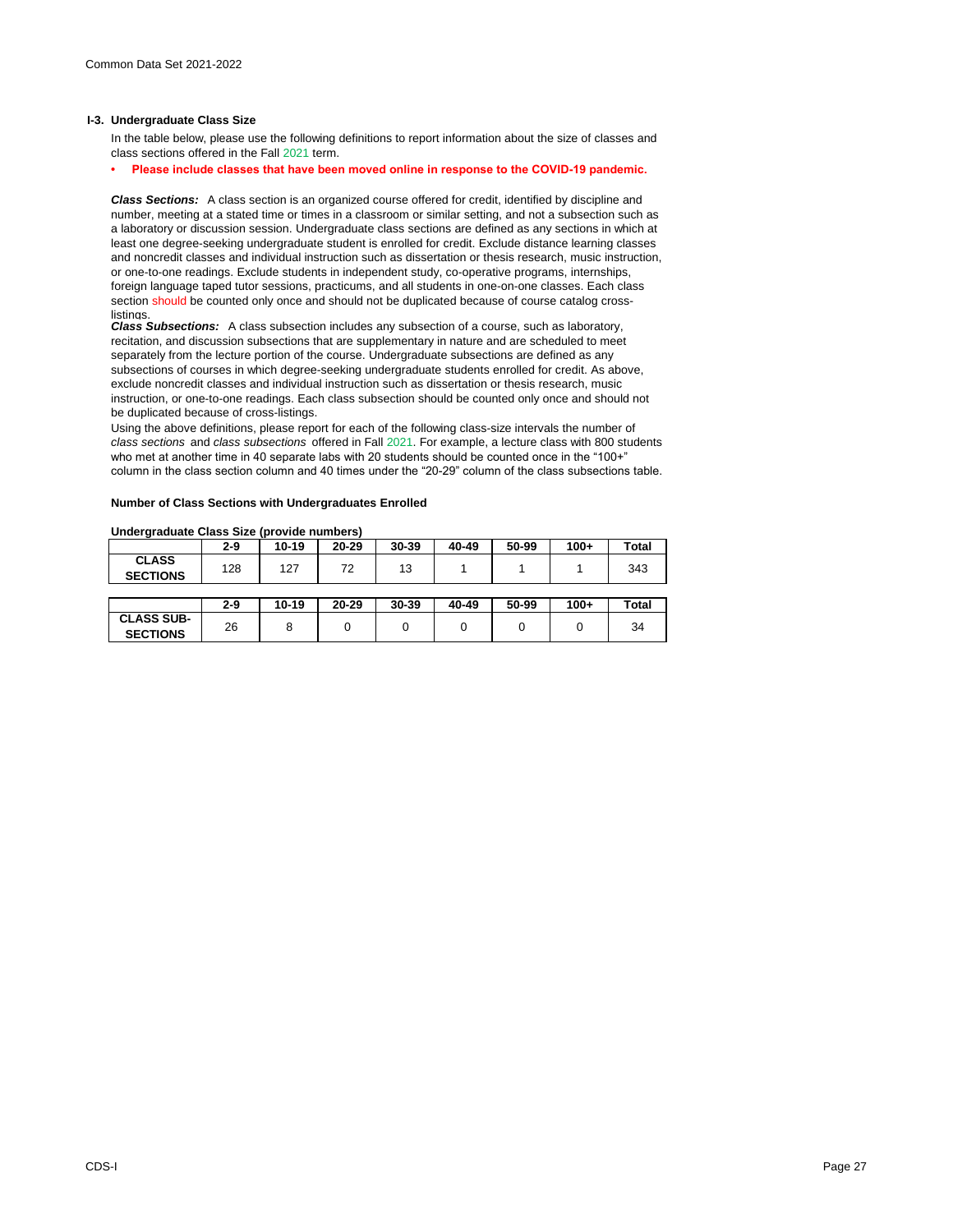### I-3. Undergraduate Class Size

In the table below, please use the following definitions to report information about the size of classes and class sections offered in the Fall 2021 term.

- **Please include classes that have been moved online in response to the COVID-19 pandemic.**

***Class Sections:*** A class section is an organized course offered for credit, identified by discipline and number, meeting at a stated time or times in a classroom or similar setting, and not a subsection such as a laboratory or discussion session. Undergraduate class sections are defined as any sections in which at least one degree-seeking undergraduate student is enrolled for credit. Exclude distance learning classes and noncredit classes and individual instruction such as dissertation or thesis research, music instruction, or one-to-one readings. Exclude students in independent study, co-operative programs, internships, foreign language taped tutor sessions, practicums, and all students in one-on-one classes. Each class section should be counted only once and should not be duplicated because of course catalog cross-listings.

***Class Subsections:*** A class subsection includes any subsection of a course, such as laboratory, recitation, and discussion subsections that are supplementary in nature and are scheduled to meet separately from the lecture portion of the course. Undergraduate subsections are defined as any subsections of courses in which degree-seeking undergraduate students enrolled for credit. As above, exclude noncredit classes and individual instruction such as dissertation or thesis research, music instruction, or one-to-one readings. Each class subsection should be counted only once and should not be duplicated because of cross-listings.

Using the above definitions, please report for each of the following class-size intervals the number of *class sections* and *class subsections* offered in Fall 2021. For example, a lecture class with 800 students who met at another time in 40 separate labs with 20 students should be counted once in the "100+" column in the class section column and 40 times under the "20-29" column of the class subsections table.

**Number of Class Sections with Undergraduates Enrolled**

**Undergraduate Class Size (provide numbers)**

| | 2-9 | 10-19 | 20-29 | 30-39 | 40-49 | 50-99 | 100+ | Total |
|---|---|---|---|---|---|---|---|---|
| **CLASS SECTIONS** | 128 | 127 | 72 | 13 | 1 | 1 | 1 | 343 |

| | 2-9 | 10-19 | 20-29 | 30-39 | 40-49 | 50-99 | 100+ | Total |
|---|---|---|---|---|---|---|---|---|
| **CLASS SUB-SECTIONS** | 26 | 8 | 0 | 0 | 0 | 0 | 0 | 34 |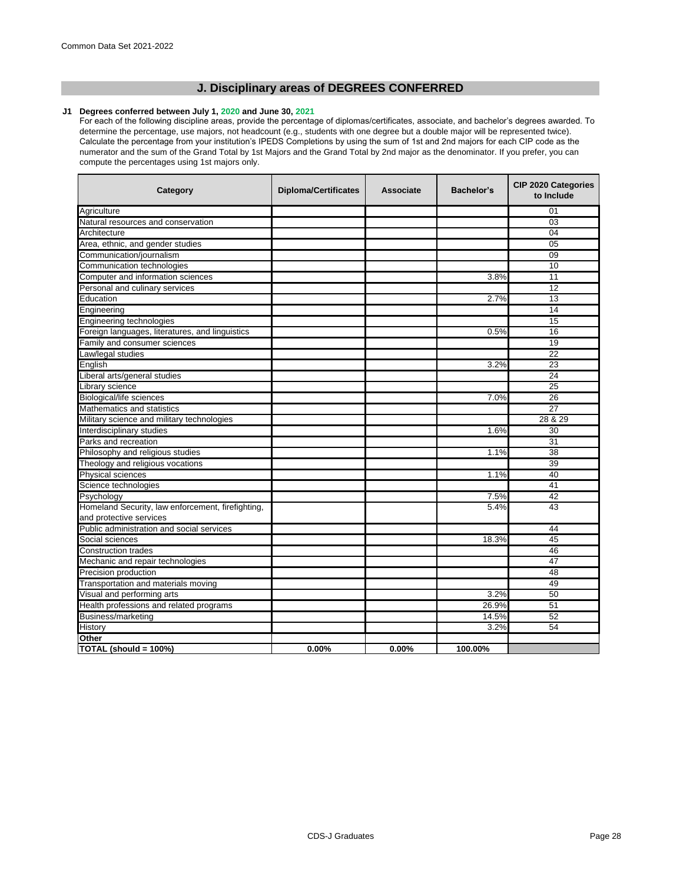Common Data Set 2021-2022

## J. Disciplinary areas of DEGREES CONFERRED

**J1 Degrees conferred between July 1, 2020 and June 30, 2021**

For each of the following discipline areas, provide the percentage of diplomas/certificates, associate, and bachelor's degrees awarded. To determine the percentage, use majors, not headcount (e.g., students with one degree but a double major will be represented twice). Calculate the percentage from your institution's IPEDS Completions by using the sum of 1st and 2nd majors for each CIP code as the numerator and the sum of the Grand Total by 1st Majors and the Grand Total by 2nd major as the denominator. If you prefer, you can compute the percentages using 1st majors only.

| Category | Diploma/Certificates | Associate | Bachelor's | CIP 2020 Categories to Include |
|---|---|---|---|---|
| Agriculture | | | | 01 |
| Natural resources and conservation | | | | 03 |
| Architecture | | | | 04 |
| Area, ethnic, and gender studies | | | | 05 |
| Communication/journalism | | | | 09 |
| Communication technologies | | | | 10 |
| Computer and information sciences | | | 3.8% | 11 |
| Personal and culinary services | | | | 12 |
| Education | | | 2.7% | 13 |
| Engineering | | | | 14 |
| Engineering technologies | | | | 15 |
| Foreign languages, literatures, and linguistics | | | 0.5% | 16 |
| Family and consumer sciences | | | | 19 |
| Law/legal studies | | | | 22 |
| English | | | 3.2% | 23 |
| Liberal arts/general studies | | | | 24 |
| Library science | | | | 25 |
| Biological/life sciences | | | 7.0% | 26 |
| Mathematics and statistics | | | | 27 |
| Military science and military technologies | | | | 28 & 29 |
| Interdisciplinary studies | | | 1.6% | 30 |
| Parks and recreation | | | | 31 |
| Philosophy and religious studies | | | 1.1% | 38 |
| Theology and religious vocations | | | | 39 |
| Physical sciences | | | 1.1% | 40 |
| Science technologies | | | | 41 |
| Psychology | | | 7.5% | 42 |
| Homeland Security, law enforcement, firefighting, and protective services | | | 5.4% | 43 |
| Public administration and social services | | | | 44 |
| Social sciences | | | 18.3% | 45 |
| Construction trades | | | | 46 |
| Mechanic and repair technologies | | | | 47 |
| Precision production | | | | 48 |
| Transportation and materials moving | | | | 49 |
| Visual and performing arts | | | 3.2% | 50 |
| Health professions and related programs | | | 26.9% | 51 |
| Business/marketing | | | 14.5% | 52 |
| History | | | 3.2% | 54 |
| **Other** | | | | |
| **TOTAL (should = 100%)** | **0.00%** | **0.00%** | **100.00%** | |